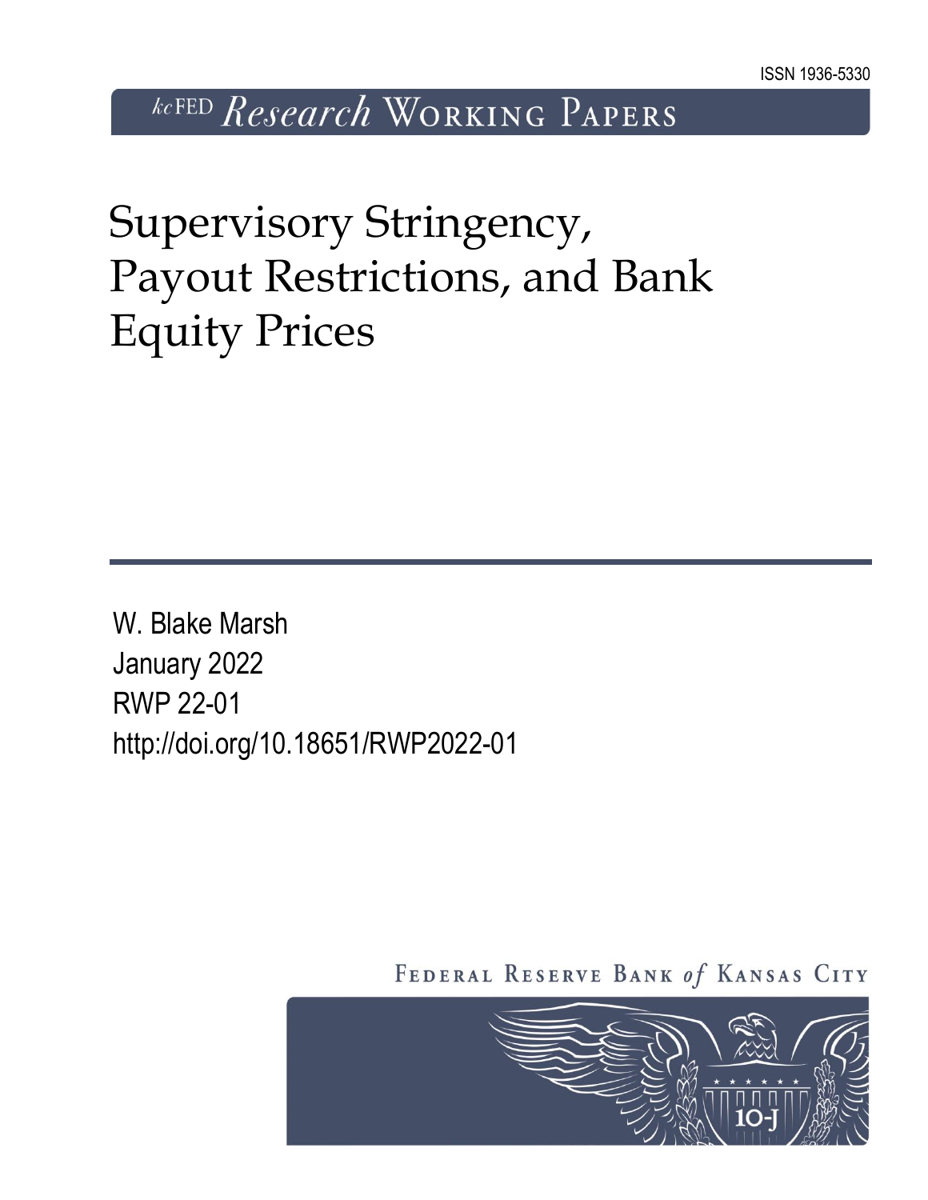ISSN 1936-5330

kcFED Research Working Papers

# Supervisory Stringency, Payout Restrictions, and Bank Equity Prices

W. Blake Marsh
January 2022
RWP 22-01
http://doi.org/10.18651/RWP2022-01

Federal Reserve Bank of Kansas City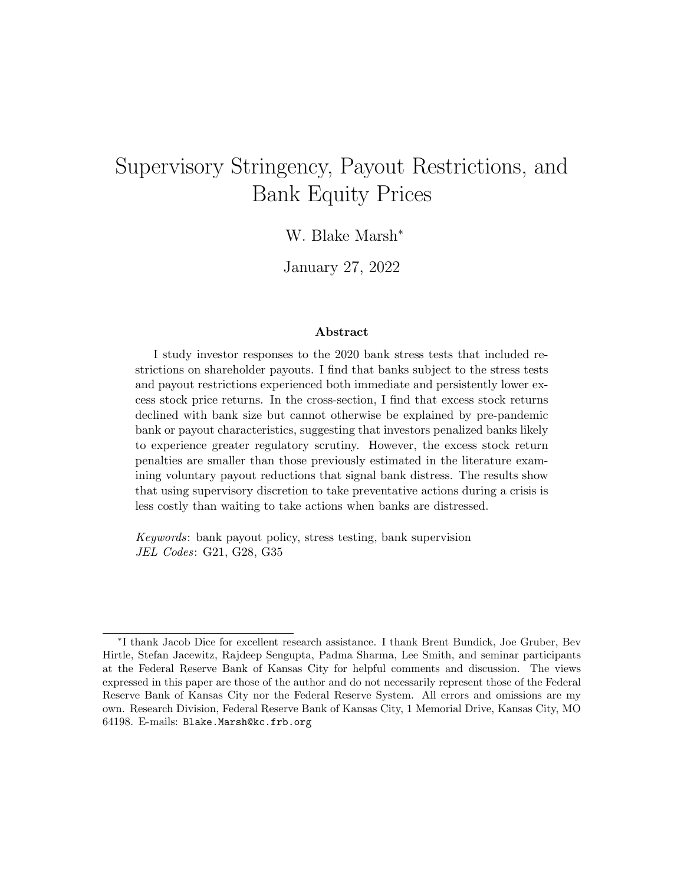# Supervisory Stringency, Payout Restrictions, and Bank Equity Prices

W. Blake Marsh*

January 27, 2022

### Abstract

I study investor responses to the 2020 bank stress tests that included restrictions on shareholder payouts. I find that banks subject to the stress tests and payout restrictions experienced both immediate and persistently lower excess stock price returns. In the cross-section, I find that excess stock returns declined with bank size but cannot otherwise be explained by pre-pandemic bank or payout characteristics, suggesting that investors penalized banks likely to experience greater regulatory scrutiny. However, the excess stock return penalties are smaller than those previously estimated in the literature examining voluntary payout reductions that signal bank distress. The results show that using supervisory discretion to take preventative actions during a crisis is less costly than waiting to take actions when banks are distressed.

*Keywords*: bank payout policy, stress testing, bank supervision
*JEL Codes*: G21, G28, G35

---

*I thank Jacob Dice for excellent research assistance. I thank Brent Bundick, Joe Gruber, Bev Hirtle, Stefan Jacewitz, Rajdeep Sengupta, Padma Sharma, Lee Smith, and seminar participants at the Federal Reserve Bank of Kansas City for helpful comments and discussion. The views expressed in this paper are those of the author and do not necessarily represent those of the Federal Reserve Bank of Kansas City nor the Federal Reserve System. All errors and omissions are my own. Research Division, Federal Reserve Bank of Kansas City, 1 Memorial Drive, Kansas City, MO 64198. E-mails: Blake.Marsh@kc.frb.org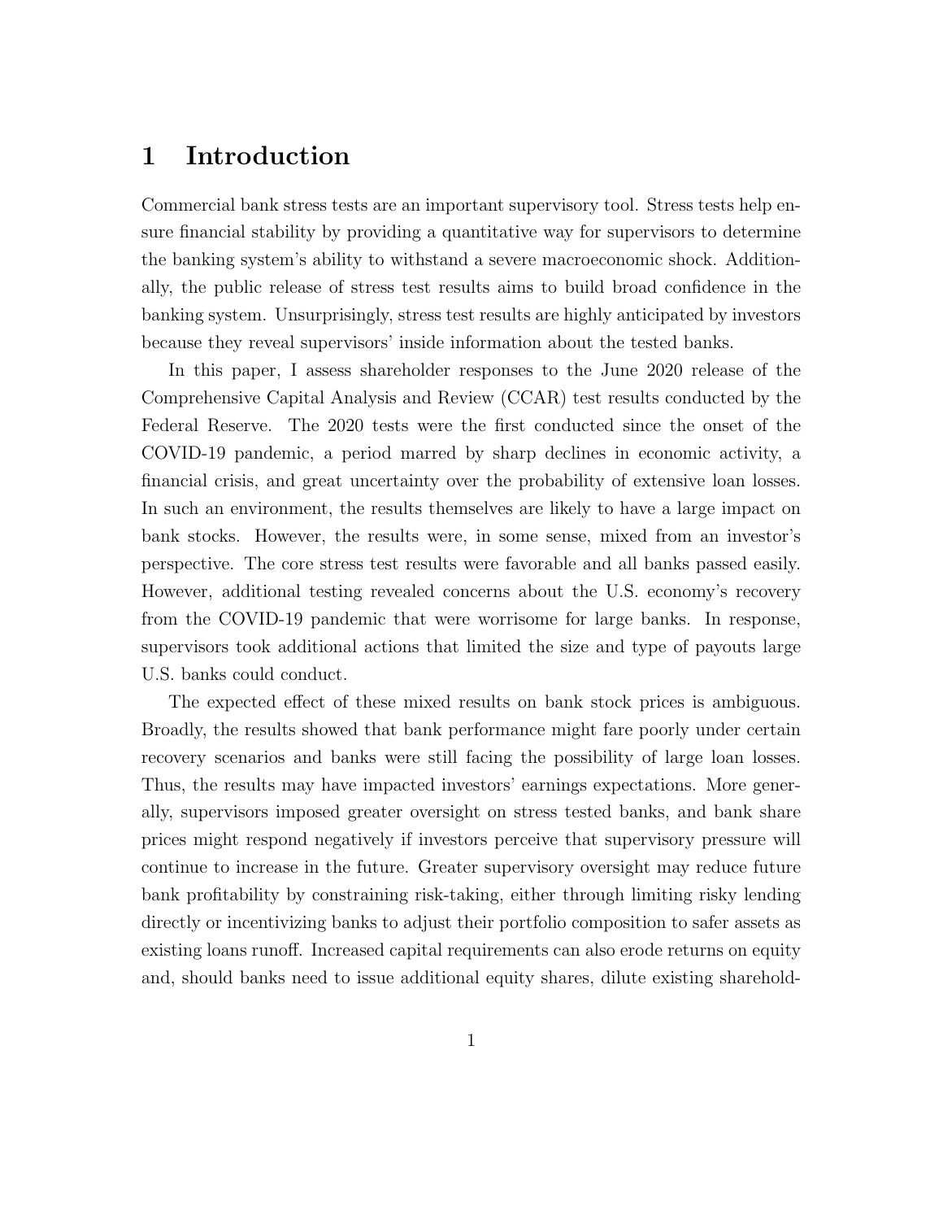# 1 Introduction

Commercial bank stress tests are an important supervisory tool. Stress tests help ensure financial stability by providing a quantitative way for supervisors to determine the banking system's ability to withstand a severe macroeconomic shock. Additionally, the public release of stress test results aims to build broad confidence in the banking system. Unsurprisingly, stress test results are highly anticipated by investors because they reveal supervisors' inside information about the tested banks.

In this paper, I assess shareholder responses to the June 2020 release of the Comprehensive Capital Analysis and Review (CCAR) test results conducted by the Federal Reserve. The 2020 tests were the first conducted since the onset of the COVID-19 pandemic, a period marred by sharp declines in economic activity, a financial crisis, and great uncertainty over the probability of extensive loan losses. In such an environment, the results themselves are likely to have a large impact on bank stocks. However, the results were, in some sense, mixed from an investor's perspective. The core stress test results were favorable and all banks passed easily. However, additional testing revealed concerns about the U.S. economy's recovery from the COVID-19 pandemic that were worrisome for large banks. In response, supervisors took additional actions that limited the size and type of payouts large U.S. banks could conduct.

The expected effect of these mixed results on bank stock prices is ambiguous. Broadly, the results showed that bank performance might fare poorly under certain recovery scenarios and banks were still facing the possibility of large loan losses. Thus, the results may have impacted investors' earnings expectations. More generally, supervisors imposed greater oversight on stress tested banks, and bank share prices might respond negatively if investors perceive that supervisory pressure will continue to increase in the future. Greater supervisory oversight may reduce future bank profitability by constraining risk-taking, either through limiting risky lending directly or incentivizing banks to adjust their portfolio composition to safer assets as existing loans runoff. Increased capital requirements can also erode returns on equity and, should banks need to issue additional equity shares, dilute existing sharehold-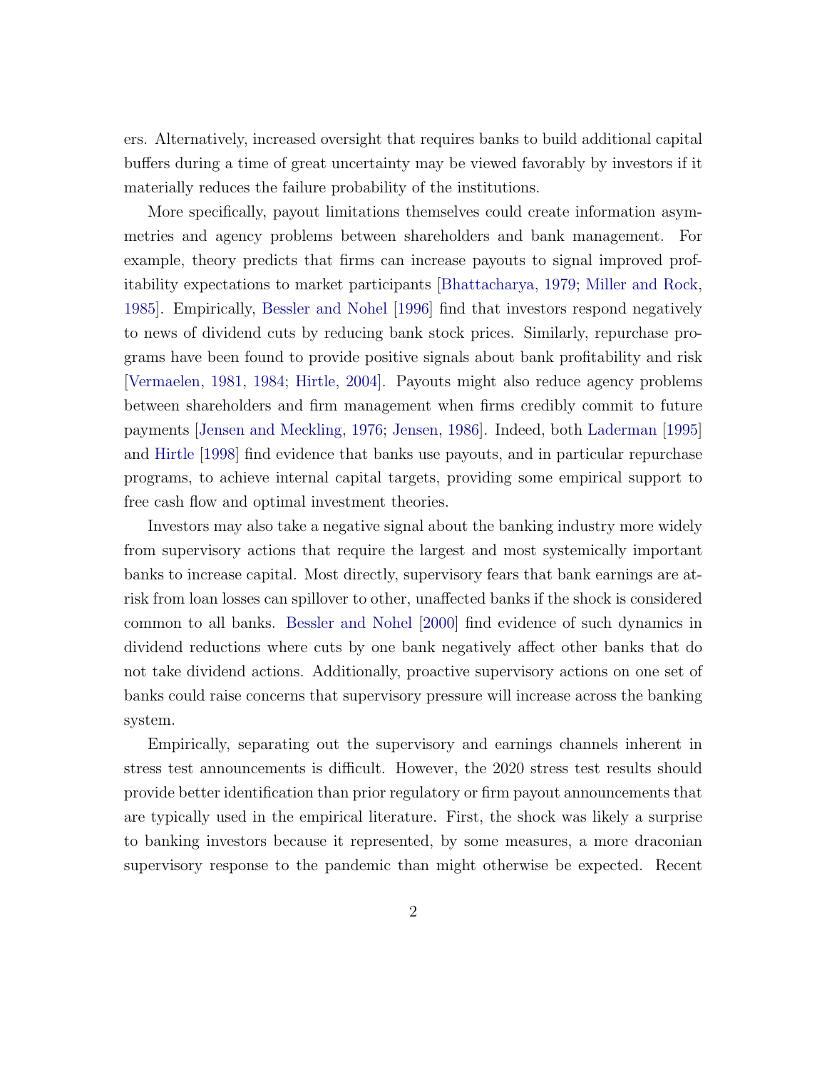ers. Alternatively, increased oversight that requires banks to build additional capital buffers during a time of great uncertainty may be viewed favorably by investors if it materially reduces the failure probability of the institutions.

More specifically, payout limitations themselves could create information asymmetries and agency problems between shareholders and bank management. For example, theory predicts that firms can increase payouts to signal improved profitability expectations to market participants [Bhattacharya, 1979; Miller and Rock, 1985]. Empirically, Bessler and Nohel [1996] find that investors respond negatively to news of dividend cuts by reducing bank stock prices. Similarly, repurchase programs have been found to provide positive signals about bank profitability and risk [Vermaelen, 1981, 1984; Hirtle, 2004]. Payouts might also reduce agency problems between shareholders and firm management when firms credibly commit to future payments [Jensen and Meckling, 1976; Jensen, 1986]. Indeed, both Laderman [1995] and Hirtle [1998] find evidence that banks use payouts, and in particular repurchase programs, to achieve internal capital targets, providing some empirical support to free cash flow and optimal investment theories.

Investors may also take a negative signal about the banking industry more widely from supervisory actions that require the largest and most systemically important banks to increase capital. Most directly, supervisory fears that bank earnings are at-risk from loan losses can spillover to other, unaffected banks if the shock is considered common to all banks. Bessler and Nohel [2000] find evidence of such dynamics in dividend reductions where cuts by one bank negatively affect other banks that do not take dividend actions. Additionally, proactive supervisory actions on one set of banks could raise concerns that supervisory pressure will increase across the banking system.

Empirically, separating out the supervisory and earnings channels inherent in stress test announcements is difficult. However, the 2020 stress test results should provide better identification than prior regulatory or firm payout announcements that are typically used in the empirical literature. First, the shock was likely a surprise to banking investors because it represented, by some measures, a more draconian supervisory response to the pandemic than might otherwise be expected. Recent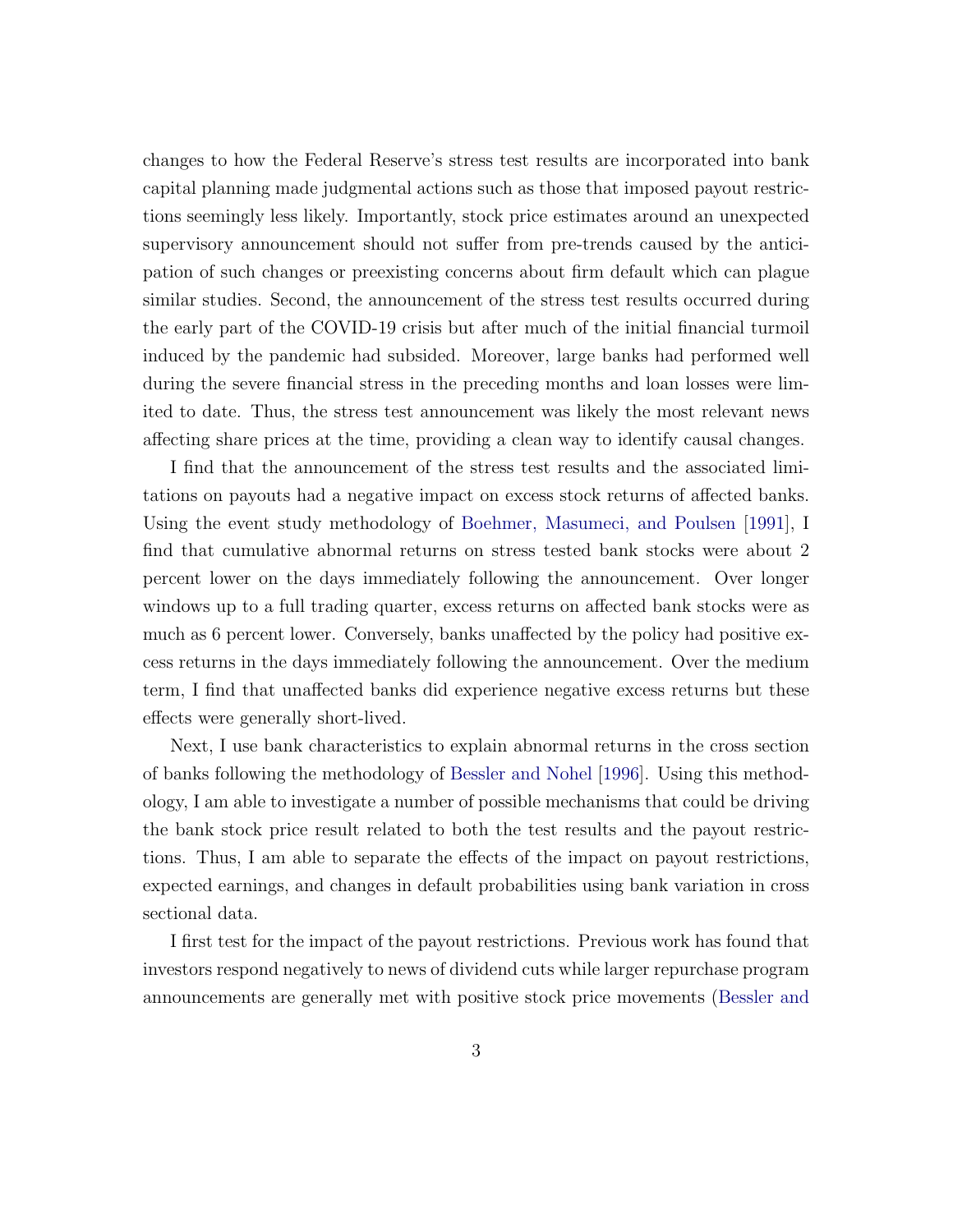changes to how the Federal Reserve's stress test results are incorporated into bank capital planning made judgmental actions such as those that imposed payout restrictions seemingly less likely. Importantly, stock price estimates around an unexpected supervisory announcement should not suffer from pre-trends caused by the anticipation of such changes or preexisting concerns about firm default which can plague similar studies. Second, the announcement of the stress test results occurred during the early part of the COVID-19 crisis but after much of the initial financial turmoil induced by the pandemic had subsided. Moreover, large banks had performed well during the severe financial stress in the preceding months and loan losses were limited to date. Thus, the stress test announcement was likely the most relevant news affecting share prices at the time, providing a clean way to identify causal changes.

I find that the announcement of the stress test results and the associated limitations on payouts had a negative impact on excess stock returns of affected banks. Using the event study methodology of Boehmer, Masumeci, and Poulsen [1991], I find that cumulative abnormal returns on stress tested bank stocks were about 2 percent lower on the days immediately following the announcement. Over longer windows up to a full trading quarter, excess returns on affected bank stocks were as much as 6 percent lower. Conversely, banks unaffected by the policy had positive excess returns in the days immediately following the announcement. Over the medium term, I find that unaffected banks did experience negative excess returns but these effects were generally short-lived.

Next, I use bank characteristics to explain abnormal returns in the cross section of banks following the methodology of Bessler and Nohel [1996]. Using this methodology, I am able to investigate a number of possible mechanisms that could be driving the bank stock price result related to both the test results and the payout restrictions. Thus, I am able to separate the effects of the impact on payout restrictions, expected earnings, and changes in default probabilities using bank variation in cross sectional data.

I first test for the impact of the payout restrictions. Previous work has found that investors respond negatively to news of dividend cuts while larger repurchase program announcements are generally met with positive stock price movements (Bessler and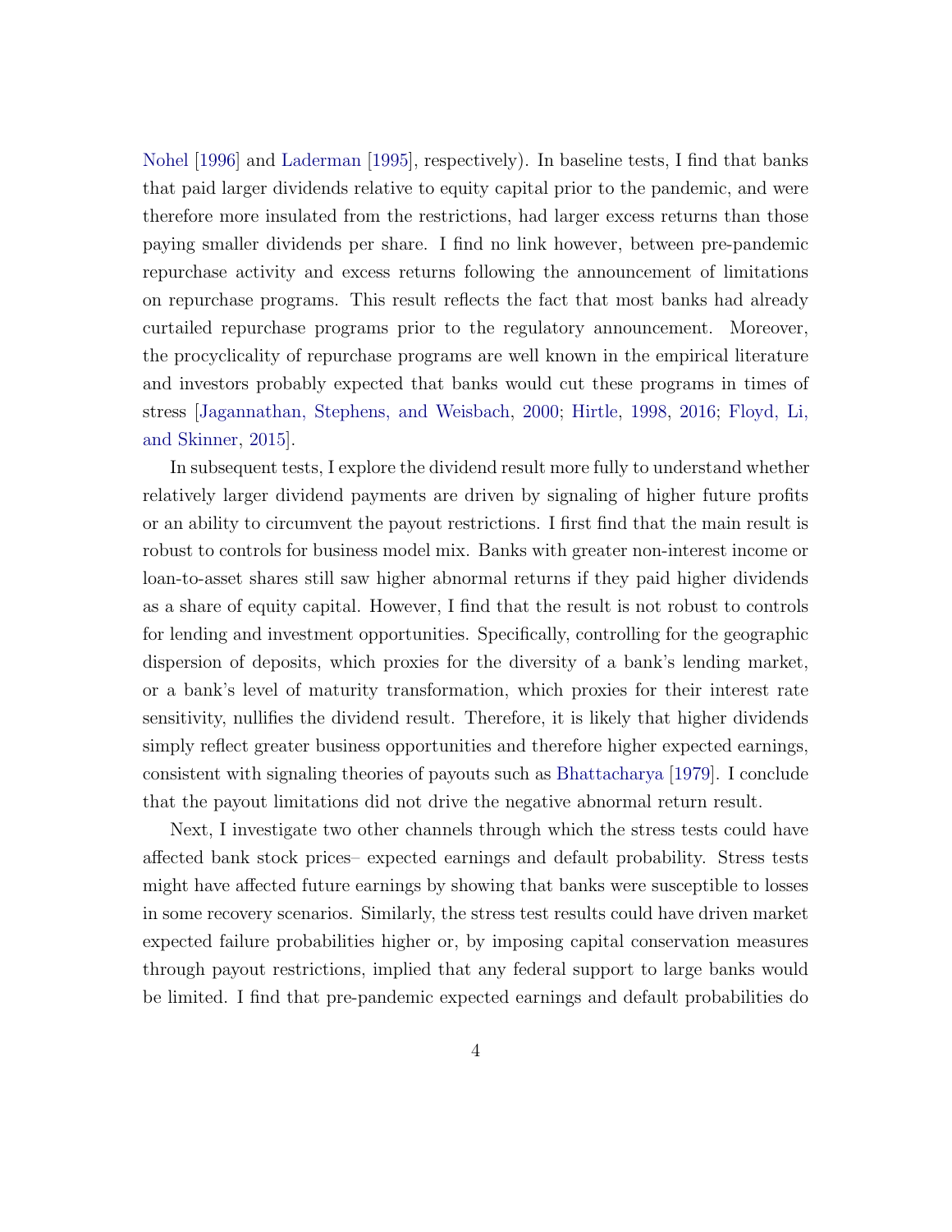Nohel [1996] and Laderman [1995], respectively). In baseline tests, I find that banks that paid larger dividends relative to equity capital prior to the pandemic, and were therefore more insulated from the restrictions, had larger excess returns than those paying smaller dividends per share. I find no link however, between pre-pandemic repurchase activity and excess returns following the announcement of limitations on repurchase programs. This result reflects the fact that most banks had already curtailed repurchase programs prior to the regulatory announcement. Moreover, the procyclicality of repurchase programs are well known in the empirical literature and investors probably expected that banks would cut these programs in times of stress [Jagannathan, Stephens, and Weisbach, 2000; Hirtle, 1998, 2016; Floyd, Li, and Skinner, 2015].

In subsequent tests, I explore the dividend result more fully to understand whether relatively larger dividend payments are driven by signaling of higher future profits or an ability to circumvent the payout restrictions. I first find that the main result is robust to controls for business model mix. Banks with greater non-interest income or loan-to-asset shares still saw higher abnormal returns if they paid higher dividends as a share of equity capital. However, I find that the result is not robust to controls for lending and investment opportunities. Specifically, controlling for the geographic dispersion of deposits, which proxies for the diversity of a bank's lending market, or a bank's level of maturity transformation, which proxies for their interest rate sensitivity, nullifies the dividend result. Therefore, it is likely that higher dividends simply reflect greater business opportunities and therefore higher expected earnings, consistent with signaling theories of payouts such as Bhattacharya [1979]. I conclude that the payout limitations did not drive the negative abnormal return result.

Next, I investigate two other channels through which the stress tests could have affected bank stock prices– expected earnings and default probability. Stress tests might have affected future earnings by showing that banks were susceptible to losses in some recovery scenarios. Similarly, the stress test results could have driven market expected failure probabilities higher or, by imposing capital conservation measures through payout restrictions, implied that any federal support to large banks would be limited. I find that pre-pandemic expected earnings and default probabilities do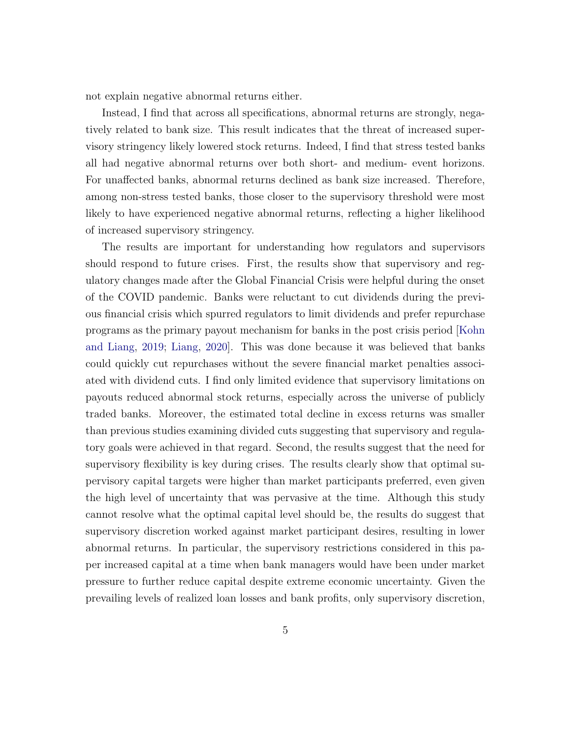not explain negative abnormal returns either.

Instead, I find that across all specifications, abnormal returns are strongly, negatively related to bank size. This result indicates that the threat of increased supervisory stringency likely lowered stock returns. Indeed, I find that stress tested banks all had negative abnormal returns over both short- and medium- event horizons. For unaffected banks, abnormal returns declined as bank size increased. Therefore, among non-stress tested banks, those closer to the supervisory threshold were most likely to have experienced negative abnormal returns, reflecting a higher likelihood of increased supervisory stringency.

The results are important for understanding how regulators and supervisors should respond to future crises. First, the results show that supervisory and regulatory changes made after the Global Financial Crisis were helpful during the onset of the COVID pandemic. Banks were reluctant to cut dividends during the previous financial crisis which spurred regulators to limit dividends and prefer repurchase programs as the primary payout mechanism for banks in the post crisis period [Kohn and Liang, 2019; Liang, 2020]. This was done because it was believed that banks could quickly cut repurchases without the severe financial market penalties associated with dividend cuts. I find only limited evidence that supervisory limitations on payouts reduced abnormal stock returns, especially across the universe of publicly traded banks. Moreover, the estimated total decline in excess returns was smaller than previous studies examining divided cuts suggesting that supervisory and regulatory goals were achieved in that regard. Second, the results suggest that the need for supervisory flexibility is key during crises. The results clearly show that optimal supervisory capital targets were higher than market participants preferred, even given the high level of uncertainty that was pervasive at the time. Although this study cannot resolve what the optimal capital level should be, the results do suggest that supervisory discretion worked against market participant desires, resulting in lower abnormal returns. In particular, the supervisory restrictions considered in this paper increased capital at a time when bank managers would have been under market pressure to further reduce capital despite extreme economic uncertainty. Given the prevailing levels of realized loan losses and bank profits, only supervisory discretion,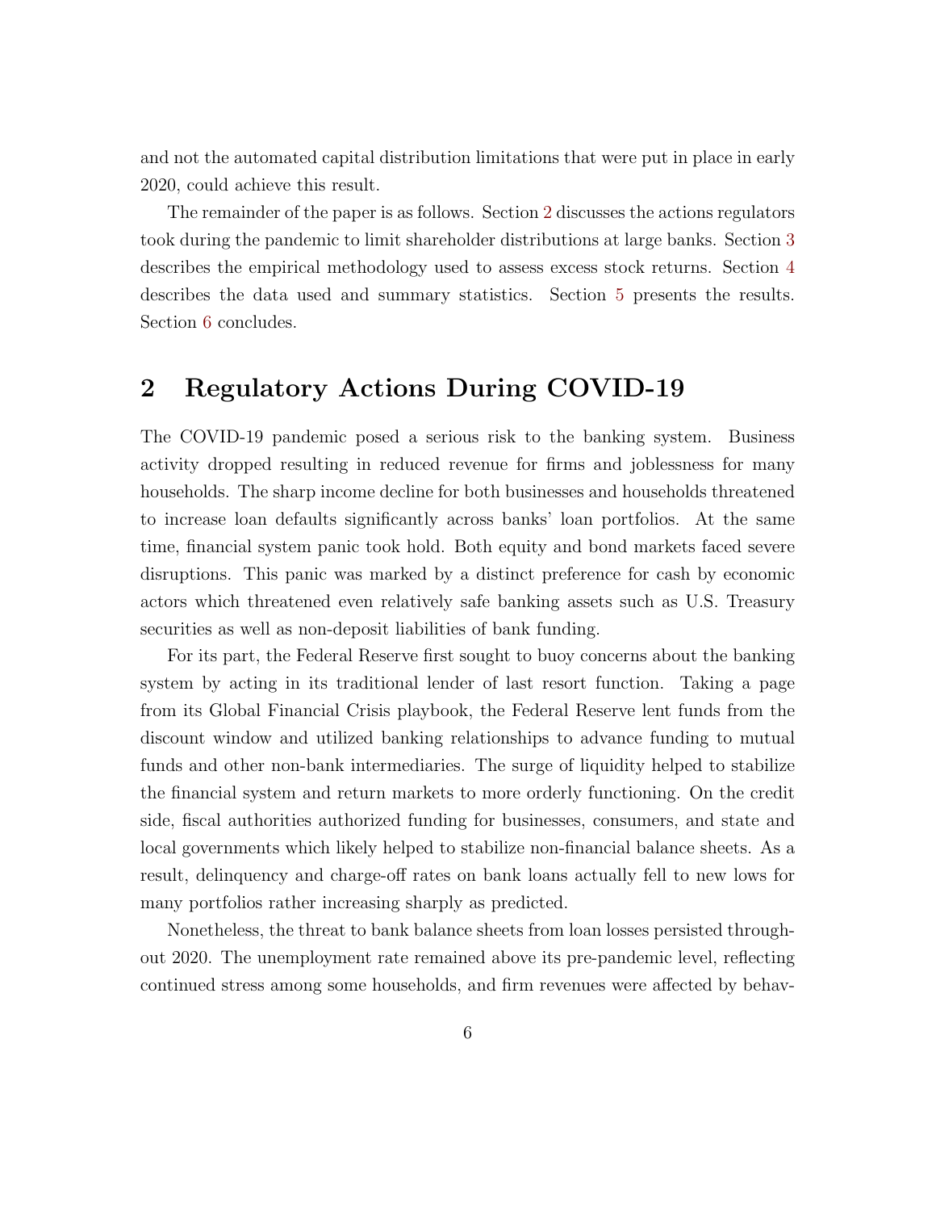and not the automated capital distribution limitations that were put in place in early 2020, could achieve this result.

The remainder of the paper is as follows. Section 2 discusses the actions regulators took during the pandemic to limit shareholder distributions at large banks. Section 3 describes the empirical methodology used to assess excess stock returns. Section 4 describes the data used and summary statistics. Section 5 presents the results. Section 6 concludes.

## 2 Regulatory Actions During COVID-19

The COVID-19 pandemic posed a serious risk to the banking system. Business activity dropped resulting in reduced revenue for firms and joblessness for many households. The sharp income decline for both businesses and households threatened to increase loan defaults significantly across banks' loan portfolios. At the same time, financial system panic took hold. Both equity and bond markets faced severe disruptions. This panic was marked by a distinct preference for cash by economic actors which threatened even relatively safe banking assets such as U.S. Treasury securities as well as non-deposit liabilities of bank funding.

For its part, the Federal Reserve first sought to buoy concerns about the banking system by acting in its traditional lender of last resort function. Taking a page from its Global Financial Crisis playbook, the Federal Reserve lent funds from the discount window and utilized banking relationships to advance funding to mutual funds and other non-bank intermediaries. The surge of liquidity helped to stabilize the financial system and return markets to more orderly functioning. On the credit side, fiscal authorities authorized funding for businesses, consumers, and state and local governments which likely helped to stabilize non-financial balance sheets. As a result, delinquency and charge-off rates on bank loans actually fell to new lows for many portfolios rather increasing sharply as predicted.

Nonetheless, the threat to bank balance sheets from loan losses persisted throughout 2020. The unemployment rate remained above its pre-pandemic level, reflecting continued stress among some households, and firm revenues were affected by behav-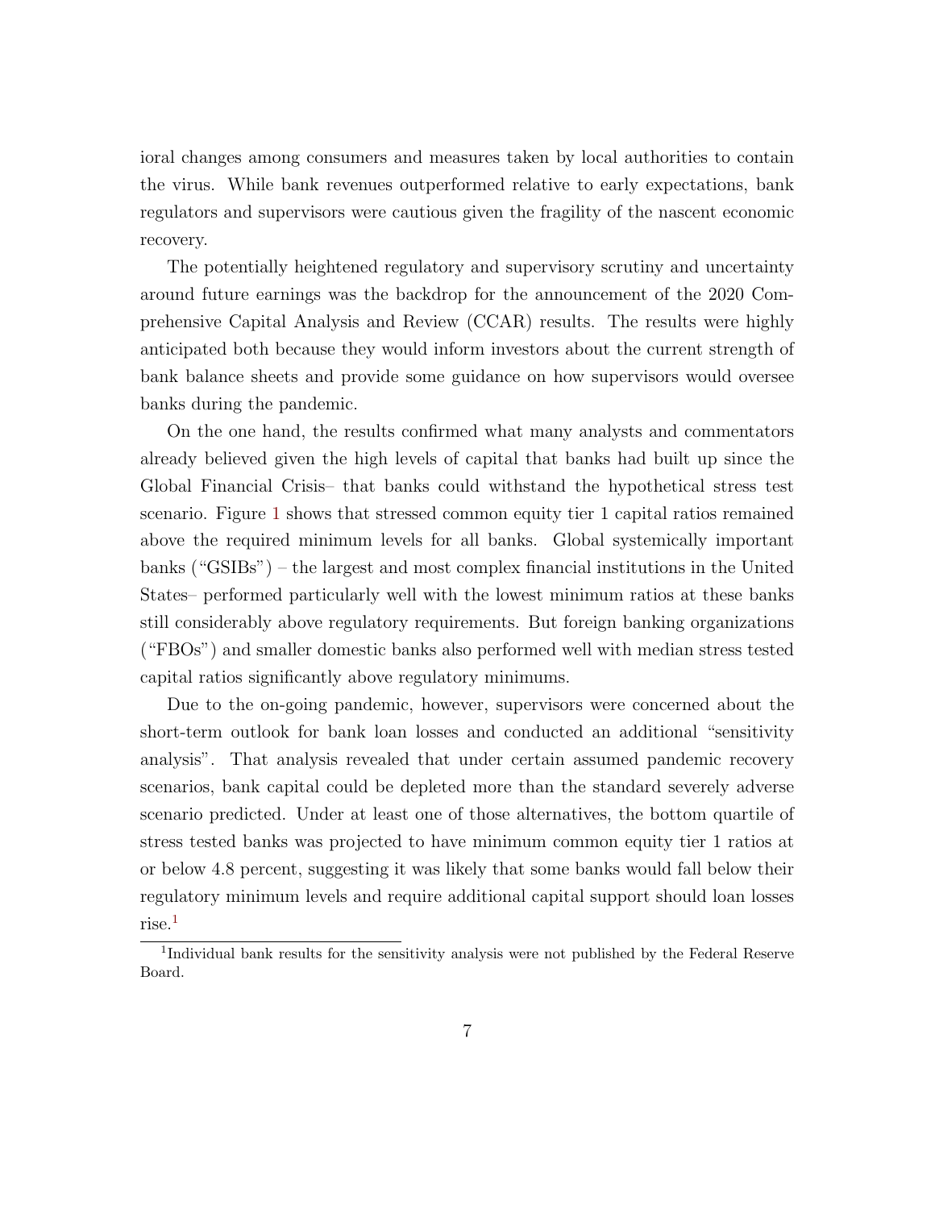ioral changes among consumers and measures taken by local authorities to contain the virus. While bank revenues outperformed relative to early expectations, bank regulators and supervisors were cautious given the fragility of the nascent economic recovery.

The potentially heightened regulatory and supervisory scrutiny and uncertainty around future earnings was the backdrop for the announcement of the 2020 Comprehensive Capital Analysis and Review (CCAR) results. The results were highly anticipated both because they would inform investors about the current strength of bank balance sheets and provide some guidance on how supervisors would oversee banks during the pandemic.

On the one hand, the results confirmed what many analysts and commentators already believed given the high levels of capital that banks had built up since the Global Financial Crisis– that banks could withstand the hypothetical stress test scenario. Figure 1 shows that stressed common equity tier 1 capital ratios remained above the required minimum levels for all banks. Global systemically important banks ("GSIBs") – the largest and most complex financial institutions in the United States– performed particularly well with the lowest minimum ratios at these banks still considerably above regulatory requirements. But foreign banking organizations ("FBOs") and smaller domestic banks also performed well with median stress tested capital ratios significantly above regulatory minimums.

Due to the on-going pandemic, however, supervisors were concerned about the short-term outlook for bank loan losses and conducted an additional "sensitivity analysis". That analysis revealed that under certain assumed pandemic recovery scenarios, bank capital could be depleted more than the standard severely adverse scenario predicted. Under at least one of those alternatives, the bottom quartile of stress tested banks was projected to have minimum common equity tier 1 ratios at or below 4.8 percent, suggesting it was likely that some banks would fall below their regulatory minimum levels and require additional capital support should loan losses rise.[1]

[1] Individual bank results for the sensitivity analysis were not published by the Federal Reserve Board.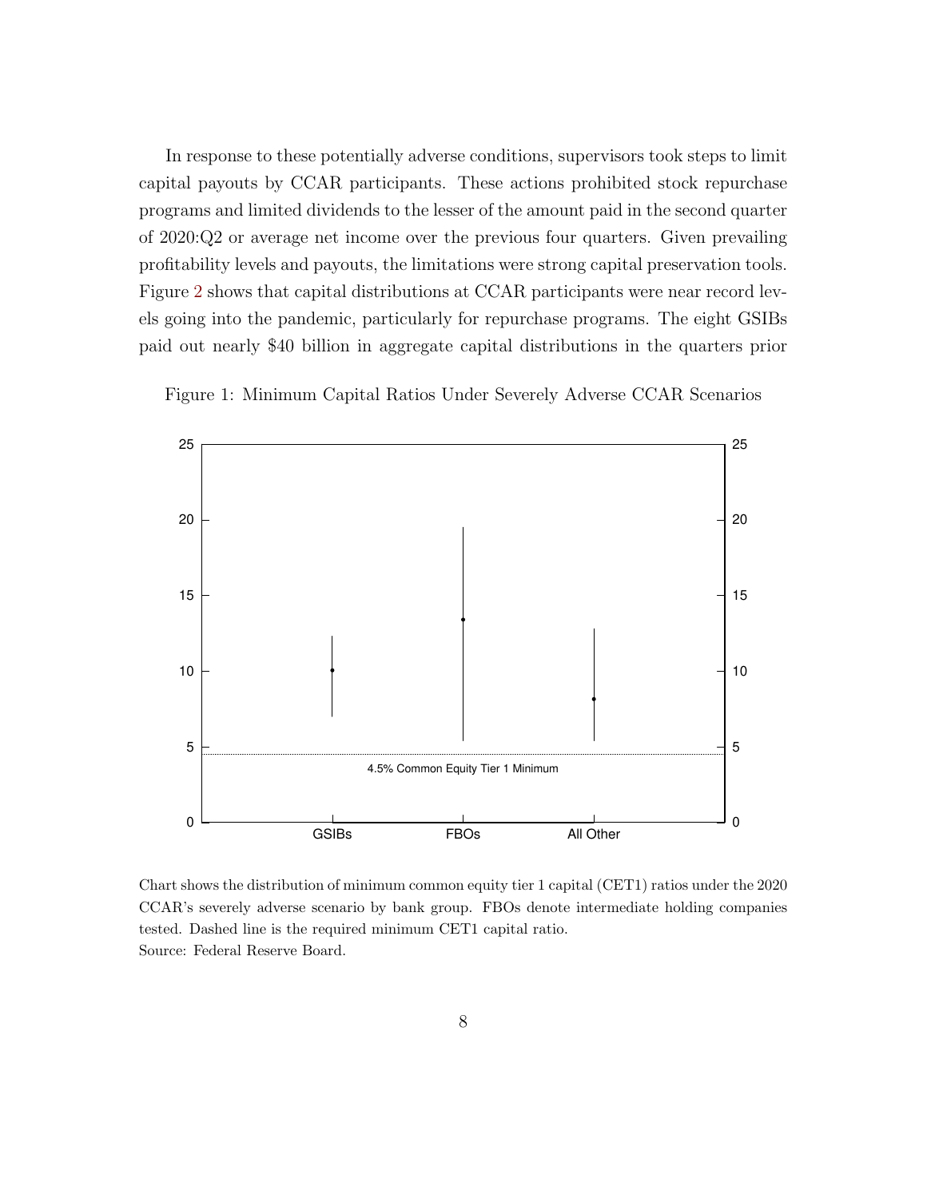In response to these potentially adverse conditions, supervisors took steps to limit capital payouts by CCAR participants. These actions prohibited stock repurchase programs and limited dividends to the lesser of the amount paid in the second quarter of 2020:Q2 or average net income over the previous four quarters. Given prevailing profitability levels and payouts, the limitations were strong capital preservation tools. Figure 2 shows that capital distributions at CCAR participants were near record levels going into the pandemic, particularly for repurchase programs. The eight GSIBs paid out nearly $40 billion in aggregate capital distributions in the quarters prior

Figure 1: Minimum Capital Ratios Under Severely Adverse CCAR Scenarios

Chart shows the distribution of minimum common equity tier 1 capital (CET1) ratios under the 2020 CCAR's severely adverse scenario by bank group. FBOs denote intermediate holding companies tested. Dashed line is the required minimum CET1 capital ratio.
Source: Federal Reserve Board.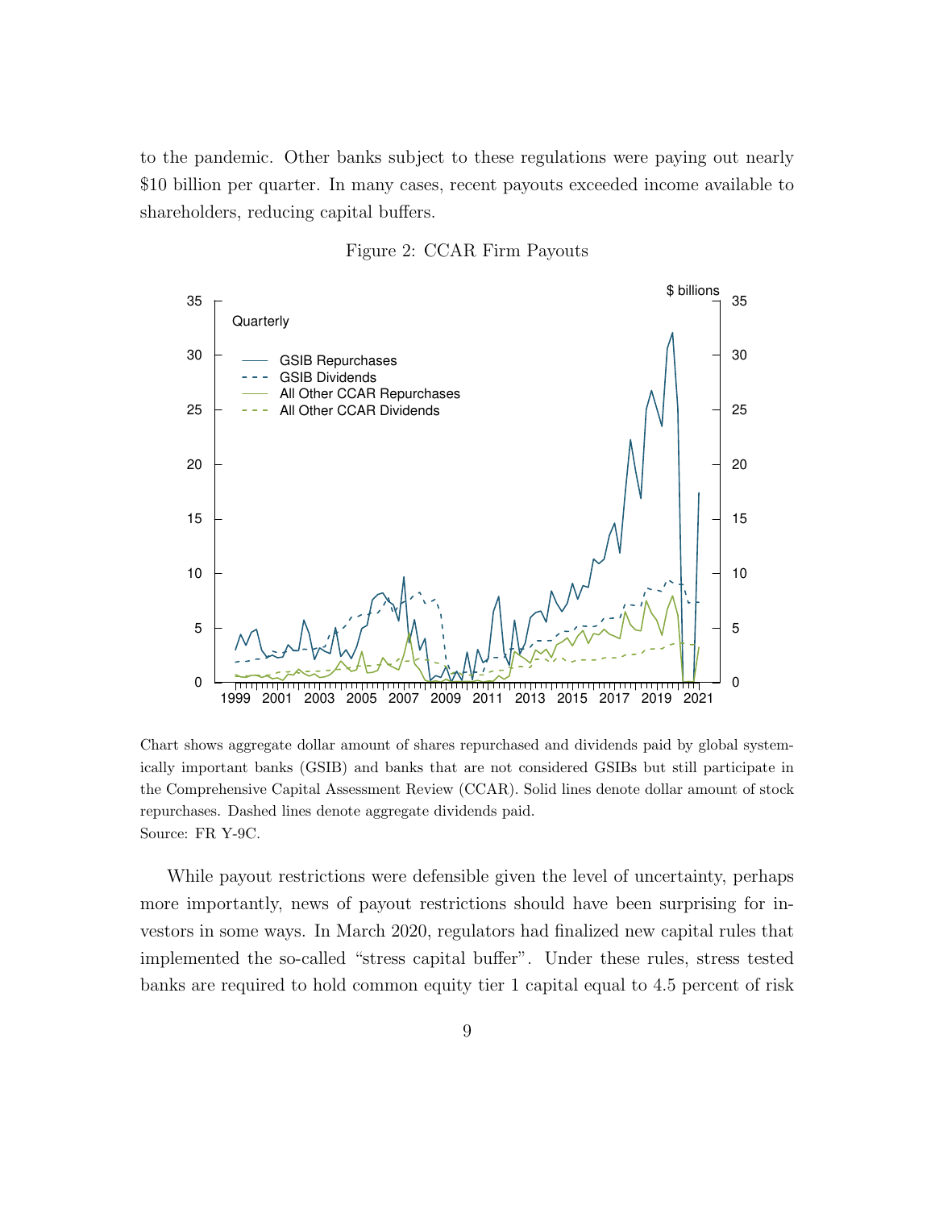to the pandemic. Other banks subject to these regulations were paying out nearly $10 billion per quarter. In many cases, recent payouts exceeded income available to shareholders, reducing capital buffers.

Figure 2: CCAR Firm Payouts

Chart shows aggregate dollar amount of shares repurchased and dividends paid by global systemically important banks (GSIB) and banks that are not considered GSIBs but still participate in the Comprehensive Capital Assessment Review (CCAR). Solid lines denote dollar amount of stock repurchases. Dashed lines denote aggregate dividends paid.
Source: FR Y-9C.

While payout restrictions were defensible given the level of uncertainty, perhaps more importantly, news of payout restrictions should have been surprising for investors in some ways. In March 2020, regulators had finalized new capital rules that implemented the so-called "stress capital buffer". Under these rules, stress tested banks are required to hold common equity tier 1 capital equal to 4.5 percent of risk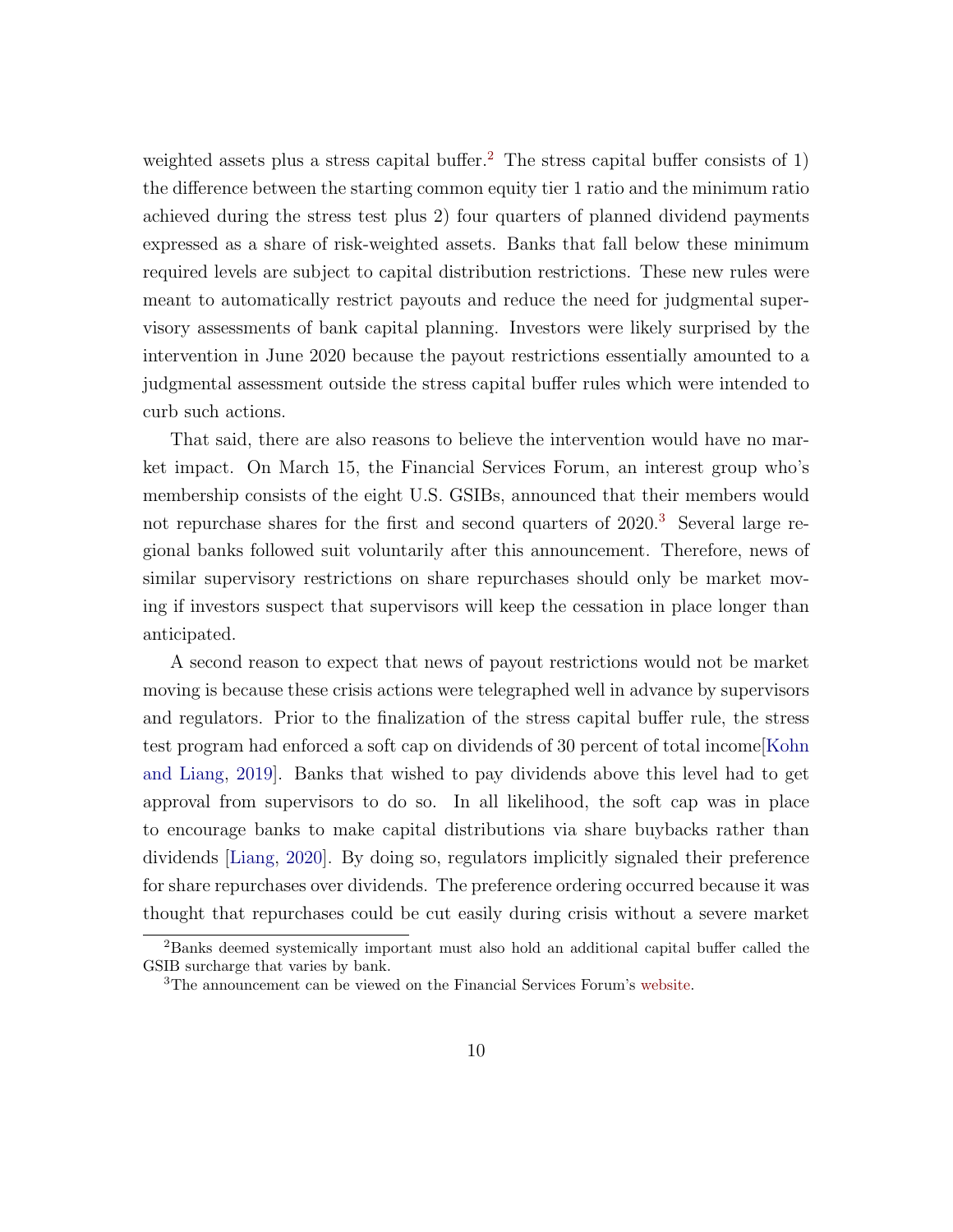weighted assets plus a stress capital buffer.[2] The stress capital buffer consists of 1) the difference between the starting common equity tier 1 ratio and the minimum ratio achieved during the stress test plus 2) four quarters of planned dividend payments expressed as a share of risk-weighted assets. Banks that fall below these minimum required levels are subject to capital distribution restrictions. These new rules were meant to automatically restrict payouts and reduce the need for judgmental supervisory assessments of bank capital planning. Investors were likely surprised by the intervention in June 2020 because the payout restrictions essentially amounted to a judgmental assessment outside the stress capital buffer rules which were intended to curb such actions.

That said, there are also reasons to believe the intervention would have no market impact. On March 15, the Financial Services Forum, an interest group who's membership consists of the eight U.S. GSIBs, announced that their members would not repurchase shares for the first and second quarters of 2020.[3] Several large regional banks followed suit voluntarily after this announcement. Therefore, news of similar supervisory restrictions on share repurchases should only be market moving if investors suspect that supervisors will keep the cessation in place longer than anticipated.

A second reason to expect that news of payout restrictions would not be market moving is because these crisis actions were telegraphed well in advance by supervisors and regulators. Prior to the finalization of the stress capital buffer rule, the stress test program had enforced a soft cap on dividends of 30 percent of total income[Kohn and Liang, 2019]. Banks that wished to pay dividends above this level had to get approval from supervisors to do so. In all likelihood, the soft cap was in place to encourage banks to make capital distributions via share buybacks rather than dividends [Liang, 2020]. By doing so, regulators implicitly signaled their preference for share repurchases over dividends. The preference ordering occurred because it was thought that repurchases could be cut easily during crisis without a severe market

[2] Banks deemed systemically important must also hold an additional capital buffer called the GSIB surcharge that varies by bank.

[3] The announcement can be viewed on the Financial Services Forum's website.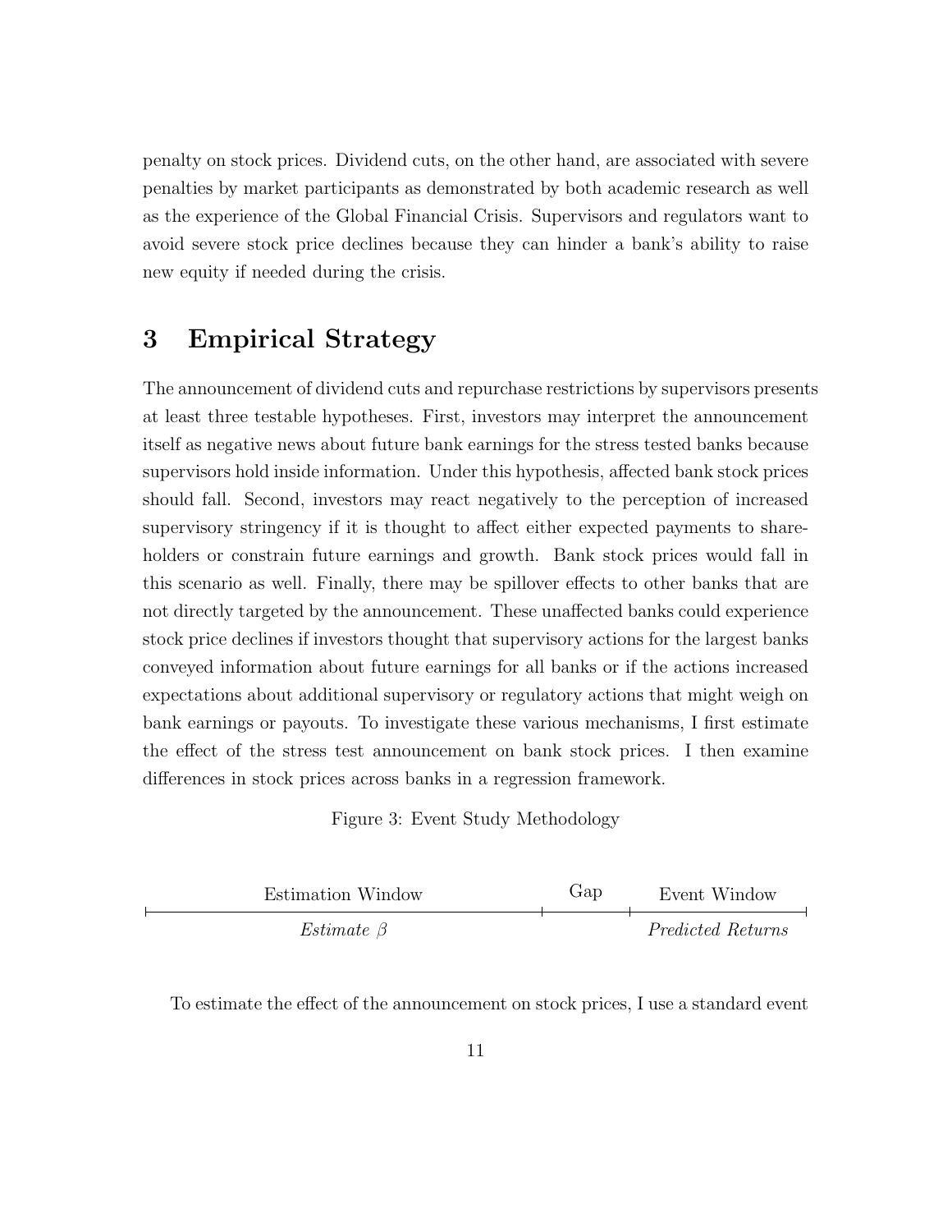penalty on stock prices. Dividend cuts, on the other hand, are associated with severe penalties by market participants as demonstrated by both academic research as well as the experience of the Global Financial Crisis. Supervisors and regulators want to avoid severe stock price declines because they can hinder a bank's ability to raise new equity if needed during the crisis.

# 3 Empirical Strategy

The announcement of dividend cuts and repurchase restrictions by supervisors presents at least three testable hypotheses. First, investors may interpret the announcement itself as negative news about future bank earnings for the stress tested banks because supervisors hold inside information. Under this hypothesis, affected bank stock prices should fall. Second, investors may react negatively to the perception of increased supervisory stringency if it is thought to affect either expected payments to shareholders or constrain future earnings and growth. Bank stock prices would fall in this scenario as well. Finally, there may be spillover effects to other banks that are not directly targeted by the announcement. These unaffected banks could experience stock price declines if investors thought that supervisory actions for the largest banks conveyed information about future earnings for all banks or if the actions increased expectations about additional supervisory or regulatory actions that might weigh on bank earnings or payouts. To investigate these various mechanisms, I first estimate the effect of the stress test announcement on bank stock prices. I then examine differences in stock prices across banks in a regression framework.

Figure 3: Event Study Methodology

| Estimation Window | Gap | Event Window |
|---|---|---|
| *Estimate $\beta$* | | *Predicted Returns* |

To estimate the effect of the announcement on stock prices, I use a standard event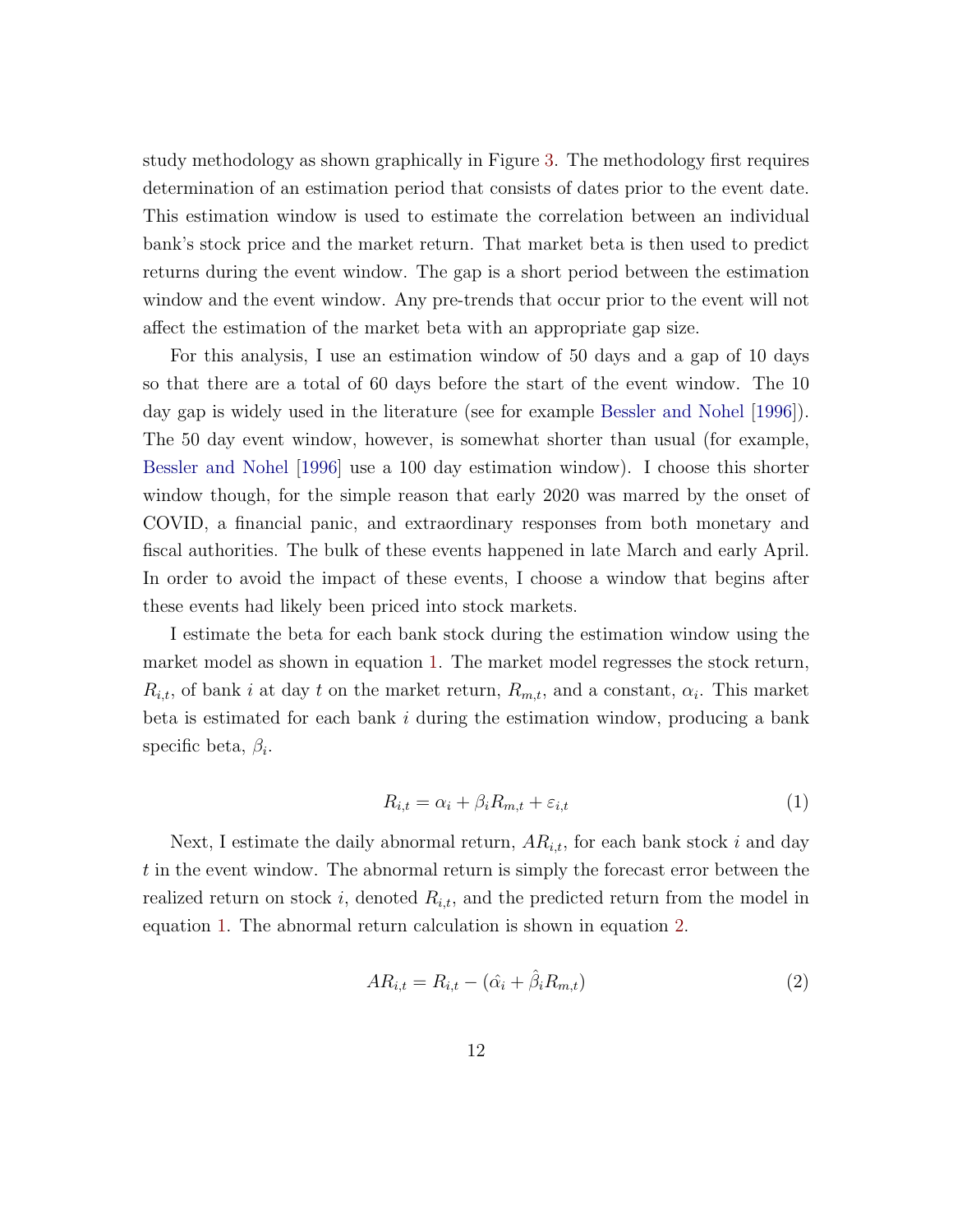study methodology as shown graphically in Figure 3. The methodology first requires determination of an estimation period that consists of dates prior to the event date. This estimation window is used to estimate the correlation between an individual bank's stock price and the market return. That market beta is then used to predict returns during the event window. The gap is a short period between the estimation window and the event window. Any pre-trends that occur prior to the event will not affect the estimation of the market beta with an appropriate gap size.

For this analysis, I use an estimation window of 50 days and a gap of 10 days so that there are a total of 60 days before the start of the event window. The 10 day gap is widely used in the literature (see for example Bessler and Nohel [1996]). The 50 day event window, however, is somewhat shorter than usual (for example, Bessler and Nohel [1996] use a 100 day estimation window). I choose this shorter window though, for the simple reason that early 2020 was marred by the onset of COVID, a financial panic, and extraordinary responses from both monetary and fiscal authorities. The bulk of these events happened in late March and early April. In order to avoid the impact of these events, I choose a window that begins after these events had likely been priced into stock markets.

I estimate the beta for each bank stock during the estimation window using the market model as shown in equation 1. The market model regresses the stock return, $R_{i,t}$, of bank $i$ at day $t$ on the market return, $R_{m,t}$, and a constant, $\alpha_i$. This market beta is estimated for each bank $i$ during the estimation window, producing a bank specific beta, $\beta_i$.

$$R_{i,t} = \alpha_i + \beta_i R_{m,t} + \varepsilon_{i,t} \tag{1}$$

Next, I estimate the daily abnormal return, $AR_{i,t}$, for each bank stock $i$ and day $t$ in the event window. The abnormal return is simply the forecast error between the realized return on stock $i$, denoted $R_{i,t}$, and the predicted return from the model in equation 1. The abnormal return calculation is shown in equation 2.

$$AR_{i,t} = R_{i,t} - (\hat{\alpha}_i + \hat{\beta}_i R_{m,t}) \tag{2}$$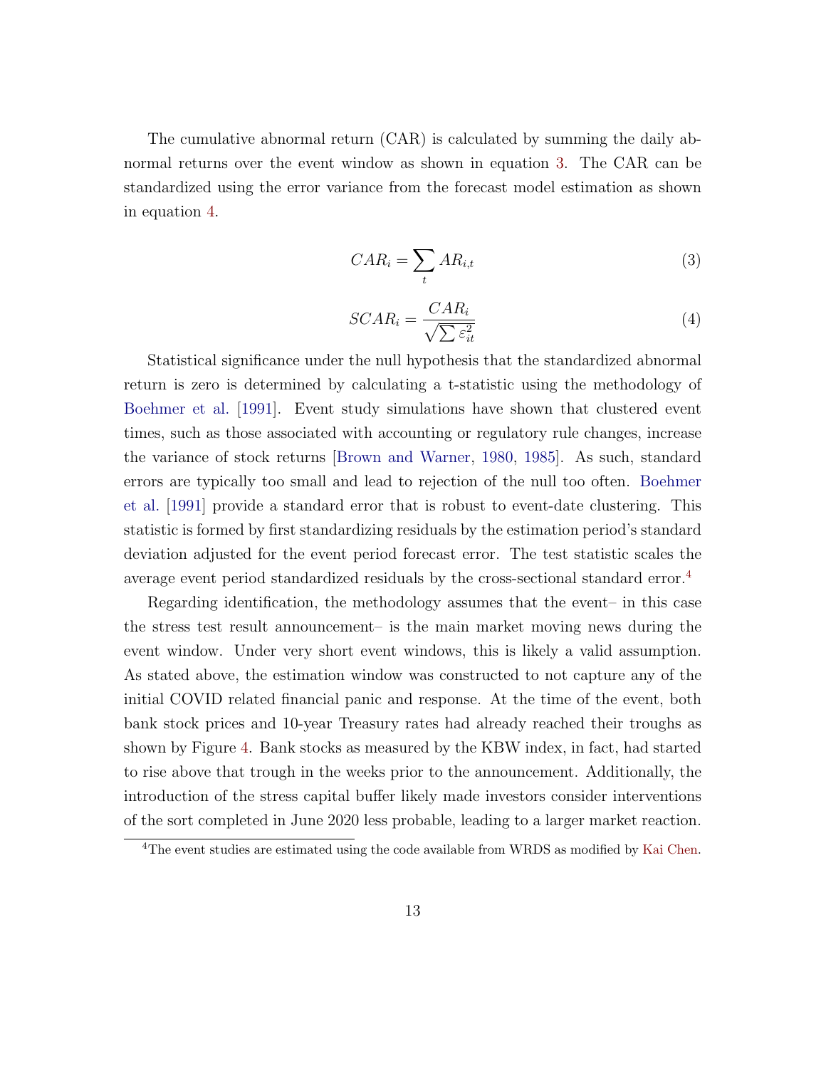The cumulative abnormal return (CAR) is calculated by summing the daily abnormal returns over the event window as shown in equation 3. The CAR can be standardized using the error variance from the forecast model estimation as shown in equation 4.

$$CAR_i = \sum_t AR_{i,t} \tag{3}$$

$$SCAR_i = \frac{CAR_i}{\sqrt{\sum \varepsilon_{it}^2}} \tag{4}$$

Statistical significance under the null hypothesis that the standardized abnormal return is zero is determined by calculating a t-statistic using the methodology of Boehmer et al. [1991]. Event study simulations have shown that clustered event times, such as those associated with accounting or regulatory rule changes, increase the variance of stock returns [Brown and Warner, 1980, 1985]. As such, standard errors are typically too small and lead to rejection of the null too often. Boehmer et al. [1991] provide a standard error that is robust to event-date clustering. This statistic is formed by first standardizing residuals by the estimation period's standard deviation adjusted for the event period forecast error. The test statistic scales the average event period standardized residuals by the cross-sectional standard error.[4]

Regarding identification, the methodology assumes that the event– in this case the stress test result announcement– is the main market moving news during the event window. Under very short event windows, this is likely a valid assumption. As stated above, the estimation window was constructed to not capture any of the initial COVID related financial panic and response. At the time of the event, both bank stock prices and 10-year Treasury rates had already reached their troughs as shown by Figure 4. Bank stocks as measured by the KBW index, in fact, had started to rise above that trough in the weeks prior to the announcement. Additionally, the introduction of the stress capital buffer likely made investors consider interventions of the sort completed in June 2020 less probable, leading to a larger market reaction.

[4] The event studies are estimated using the code available from WRDS as modified by Kai Chen.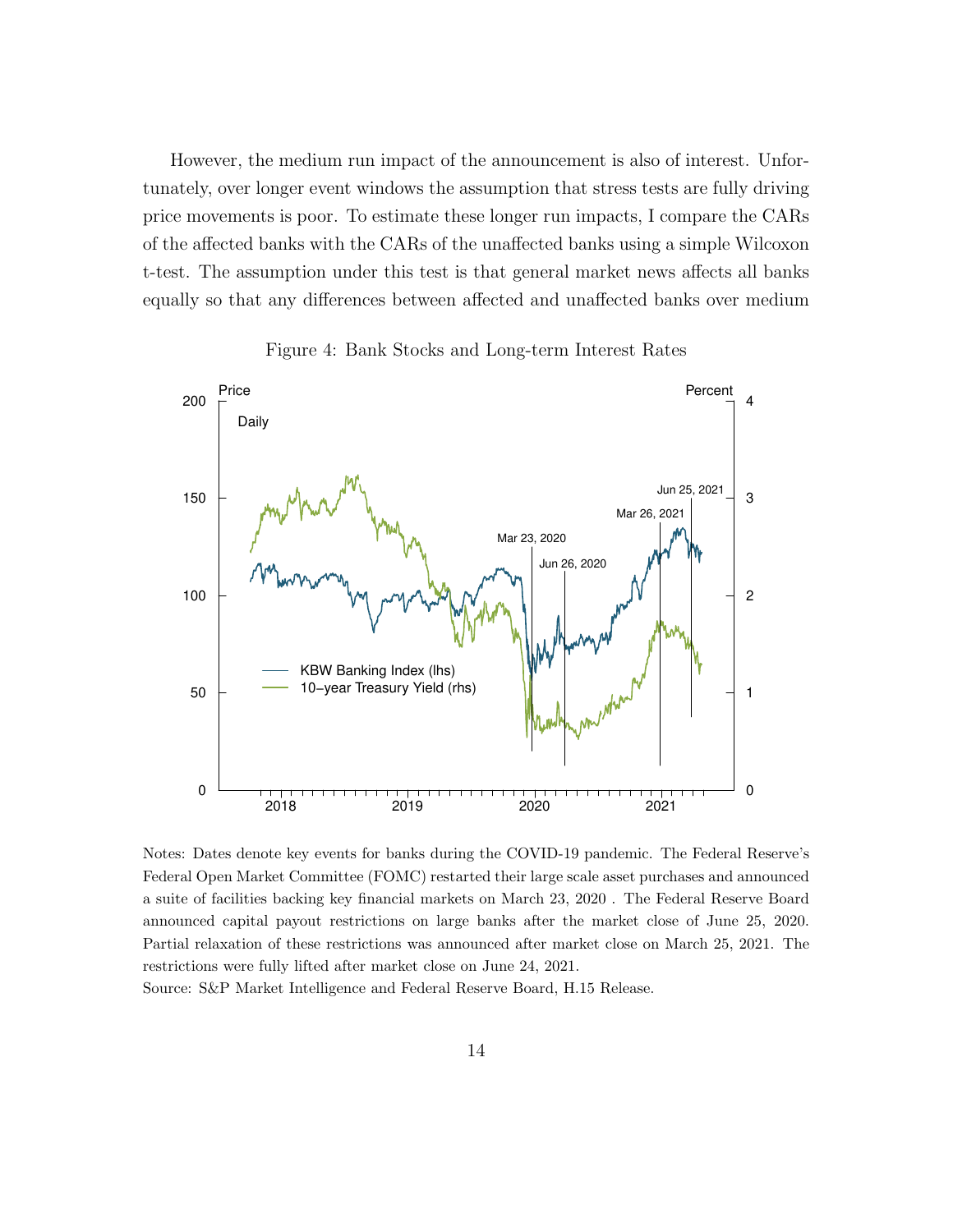However, the medium run impact of the announcement is also of interest. Unfortunately, over longer event windows the assumption that stress tests are fully driving price movements is poor. To estimate these longer run impacts, I compare the CARs of the affected banks with the CARs of the unaffected banks using a simple Wilcoxon t-test. The assumption under this test is that general market news affects all banks equally so that any differences between affected and unaffected banks over medium

Figure 4: Bank Stocks and Long-term Interest Rates

Notes: Dates denote key events for banks during the COVID-19 pandemic. The Federal Reserve's Federal Open Market Committee (FOMC) restarted their large scale asset purchases and announced a suite of facilities backing key financial markets on March 23, 2020 . The Federal Reserve Board announced capital payout restrictions on large banks after the market close of June 25, 2020. Partial relaxation of these restrictions was announced after market close on March 25, 2021. The restrictions were fully lifted after market close on June 24, 2021.

Source: S&P Market Intelligence and Federal Reserve Board, H.15 Release.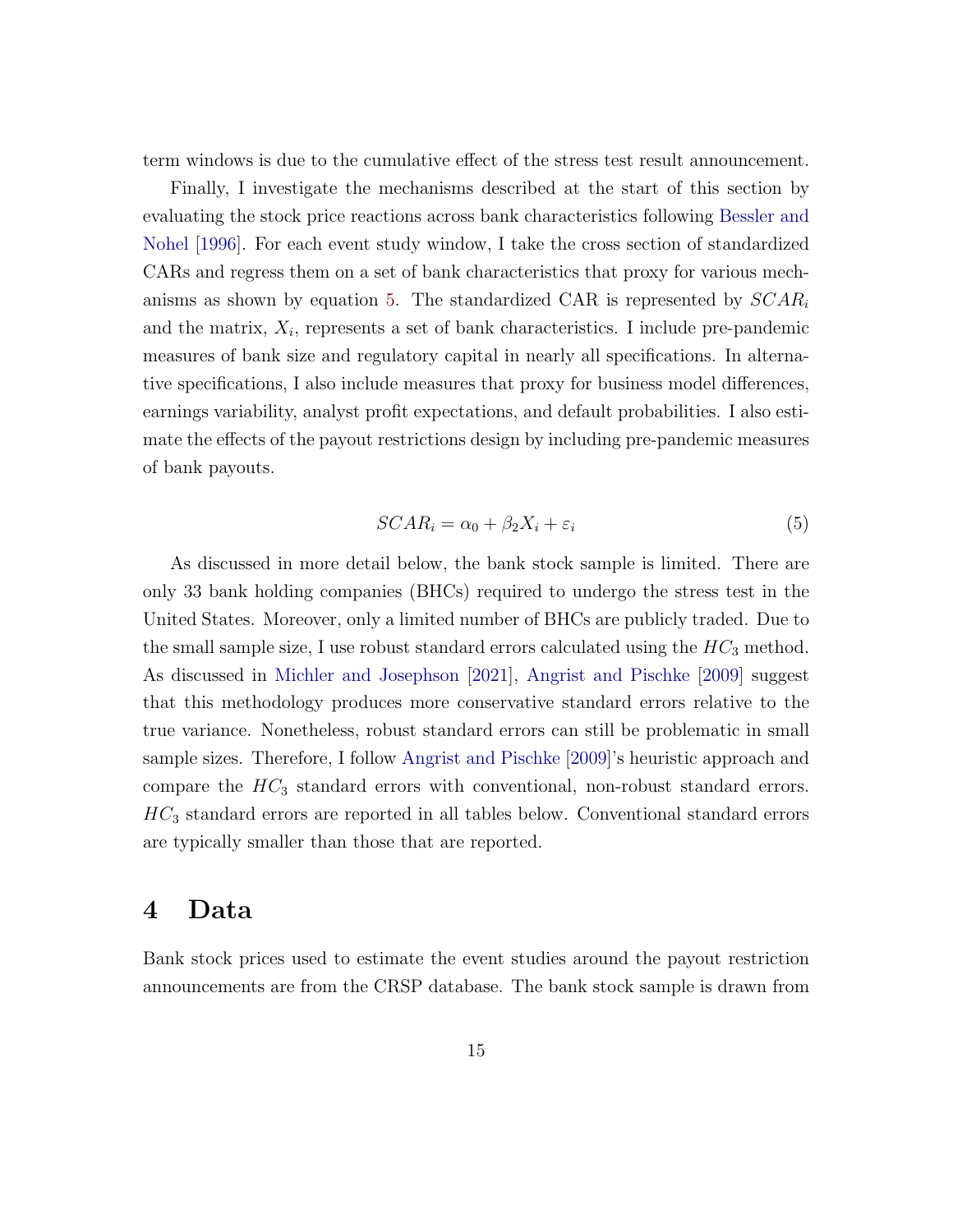term windows is due to the cumulative effect of the stress test result announcement.

Finally, I investigate the mechanisms described at the start of this section by evaluating the stock price reactions across bank characteristics following Bessler and Nohel [1996]. For each event study window, I take the cross section of standardized CARs and regress them on a set of bank characteristics that proxy for various mechanisms as shown by equation 5. The standardized CAR is represented by $SCAR_i$ and the matrix, $X_i$, represents a set of bank characteristics. I include pre-pandemic measures of bank size and regulatory capital in nearly all specifications. In alternative specifications, I also include measures that proxy for business model differences, earnings variability, analyst profit expectations, and default probabilities. I also estimate the effects of the payout restrictions design by including pre-pandemic measures of bank payouts.

$$SCAR_i = \alpha_0 + \beta_2 X_i + \varepsilon_i \tag{5}$$

As discussed in more detail below, the bank stock sample is limited. There are only 33 bank holding companies (BHCs) required to undergo the stress test in the United States. Moreover, only a limited number of BHCs are publicly traded. Due to the small sample size, I use robust standard errors calculated using the $HC_3$ method. As discussed in Michler and Josephson [2021], Angrist and Pischke [2009] suggest that this methodology produces more conservative standard errors relative to the true variance. Nonetheless, robust standard errors can still be problematic in small sample sizes. Therefore, I follow Angrist and Pischke [2009]'s heuristic approach and compare the $HC_3$ standard errors with conventional, non-robust standard errors. $HC_3$ standard errors are reported in all tables below. Conventional standard errors are typically smaller than those that are reported.

# 4 Data

Bank stock prices used to estimate the event studies around the payout restriction announcements are from the CRSP database. The bank stock sample is drawn from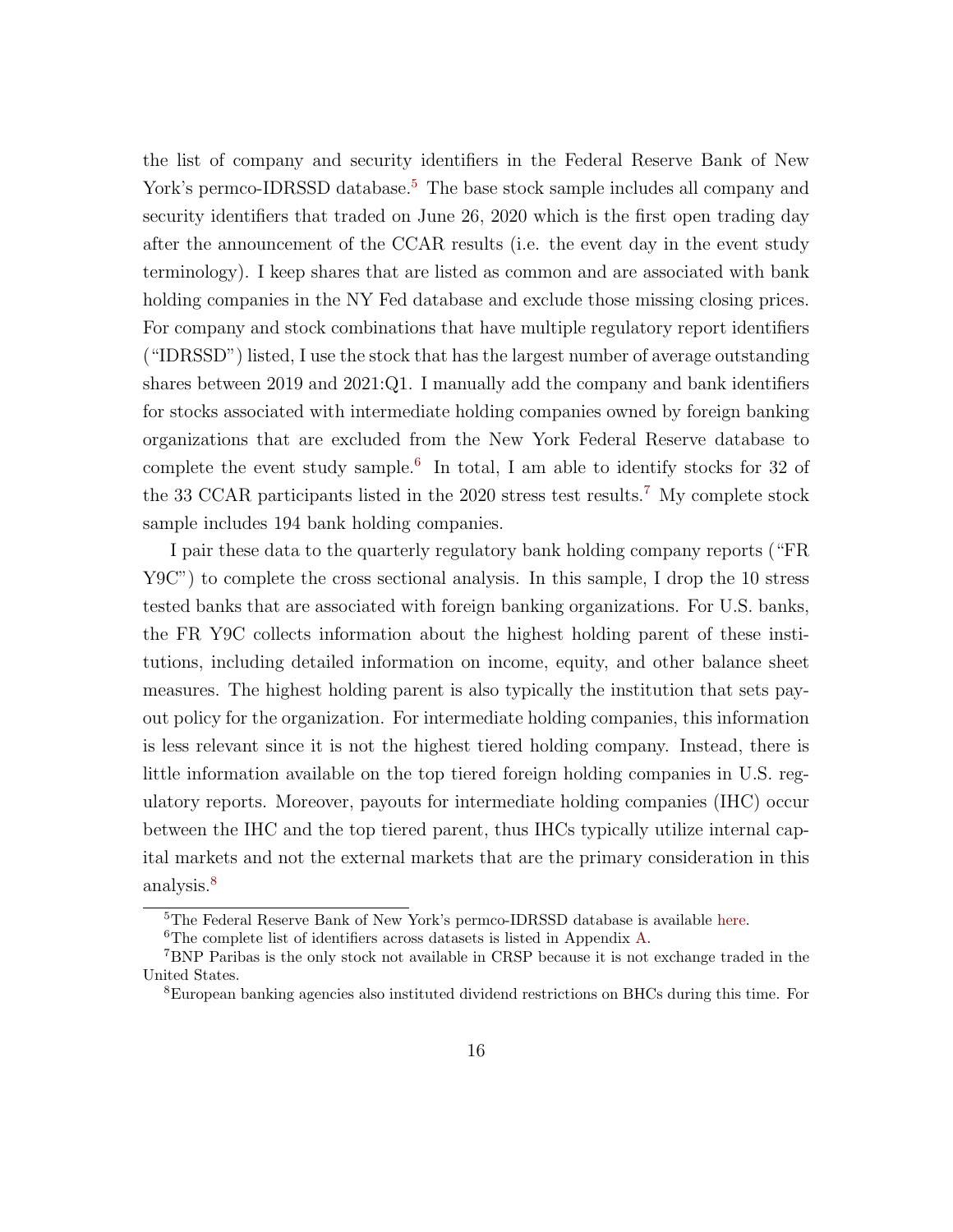the list of company and security identifiers in the Federal Reserve Bank of New York's permco-IDRSSD database.[5] The base stock sample includes all company and security identifiers that traded on June 26, 2020 which is the first open trading day after the announcement of the CCAR results (i.e. the event day in the event study terminology). I keep shares that are listed as common and are associated with bank holding companies in the NY Fed database and exclude those missing closing prices. For company and stock combinations that have multiple regulatory report identifiers ("IDRSSD") listed, I use the stock that has the largest number of average outstanding shares between 2019 and 2021:Q1. I manually add the company and bank identifiers for stocks associated with intermediate holding companies owned by foreign banking organizations that are excluded from the New York Federal Reserve database to complete the event study sample.[6] In total, I am able to identify stocks for 32 of the 33 CCAR participants listed in the 2020 stress test results.[7] My complete stock sample includes 194 bank holding companies.

I pair these data to the quarterly regulatory bank holding company reports ("FR Y9C") to complete the cross sectional analysis. In this sample, I drop the 10 stress tested banks that are associated with foreign banking organizations. For U.S. banks, the FR Y9C collects information about the highest holding parent of these institutions, including detailed information on income, equity, and other balance sheet measures. The highest holding parent is also typically the institution that sets payout policy for the organization. For intermediate holding companies, this information is less relevant since it is not the highest tiered holding company. Instead, there is little information available on the top tiered foreign holding companies in U.S. regulatory reports. Moreover, payouts for intermediate holding companies (IHC) occur between the IHC and the top tiered parent, thus IHCs typically utilize internal capital markets and not the external markets that are the primary consideration in this analysis.[8]

[5] The Federal Reserve Bank of New York's permco-IDRSSD database is available here.

[6] The complete list of identifiers across datasets is listed in Appendix A.

[7] BNP Paribas is the only stock not available in CRSP because it is not exchange traded in the United States.

[8] European banking agencies also instituted dividend restrictions on BHCs during this time. For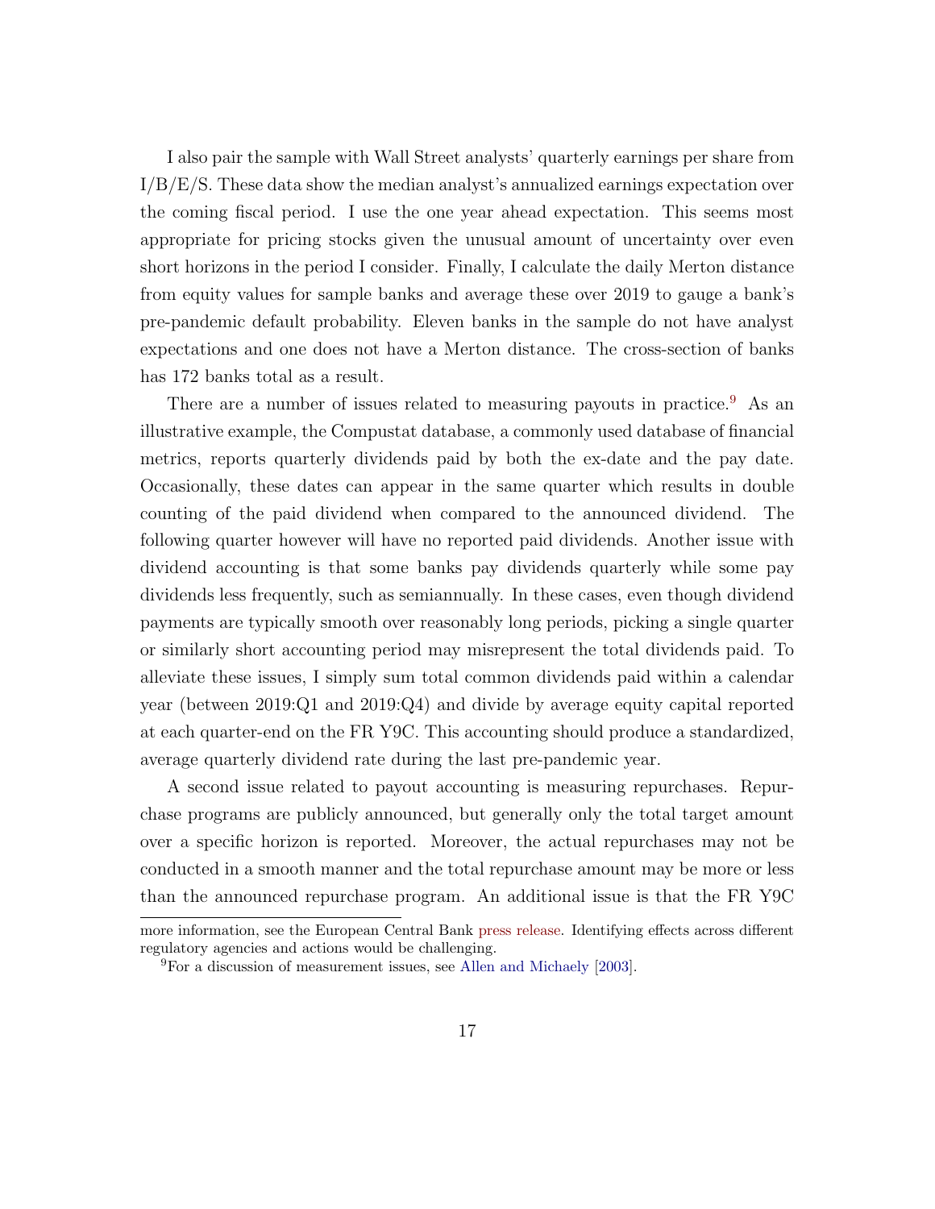I also pair the sample with Wall Street analysts' quarterly earnings per share from I/B/E/S. These data show the median analyst's annualized earnings expectation over the coming fiscal period. I use the one year ahead expectation. This seems most appropriate for pricing stocks given the unusual amount of uncertainty over even short horizons in the period I consider. Finally, I calculate the daily Merton distance from equity values for sample banks and average these over 2019 to gauge a bank's pre-pandemic default probability. Eleven banks in the sample do not have analyst expectations and one does not have a Merton distance. The cross-section of banks has 172 banks total as a result.

There are a number of issues related to measuring payouts in practice.[9] As an illustrative example, the Compustat database, a commonly used database of financial metrics, reports quarterly dividends paid by both the ex-date and the pay date. Occasionally, these dates can appear in the same quarter which results in double counting of the paid dividend when compared to the announced dividend. The following quarter however will have no reported paid dividends. Another issue with dividend accounting is that some banks pay dividends quarterly while some pay dividends less frequently, such as semiannually. In these cases, even though dividend payments are typically smooth over reasonably long periods, picking a single quarter or similarly short accounting period may misrepresent the total dividends paid. To alleviate these issues, I simply sum total common dividends paid within a calendar year (between 2019:Q1 and 2019:Q4) and divide by average equity capital reported at each quarter-end on the FR Y9C. This accounting should produce a standardized, average quarterly dividend rate during the last pre-pandemic year.

A second issue related to payout accounting is measuring repurchases. Repurchase programs are publicly announced, but generally only the total target amount over a specific horizon is reported. Moreover, the actual repurchases may not be conducted in a smooth manner and the total repurchase amount may be more or less than the announced repurchase program. An additional issue is that the FR Y9C

more information, see the European Central Bank press release. Identifying effects across different regulatory agencies and actions would be challenging.

[9] For a discussion of measurement issues, see Allen and Michaely [2003].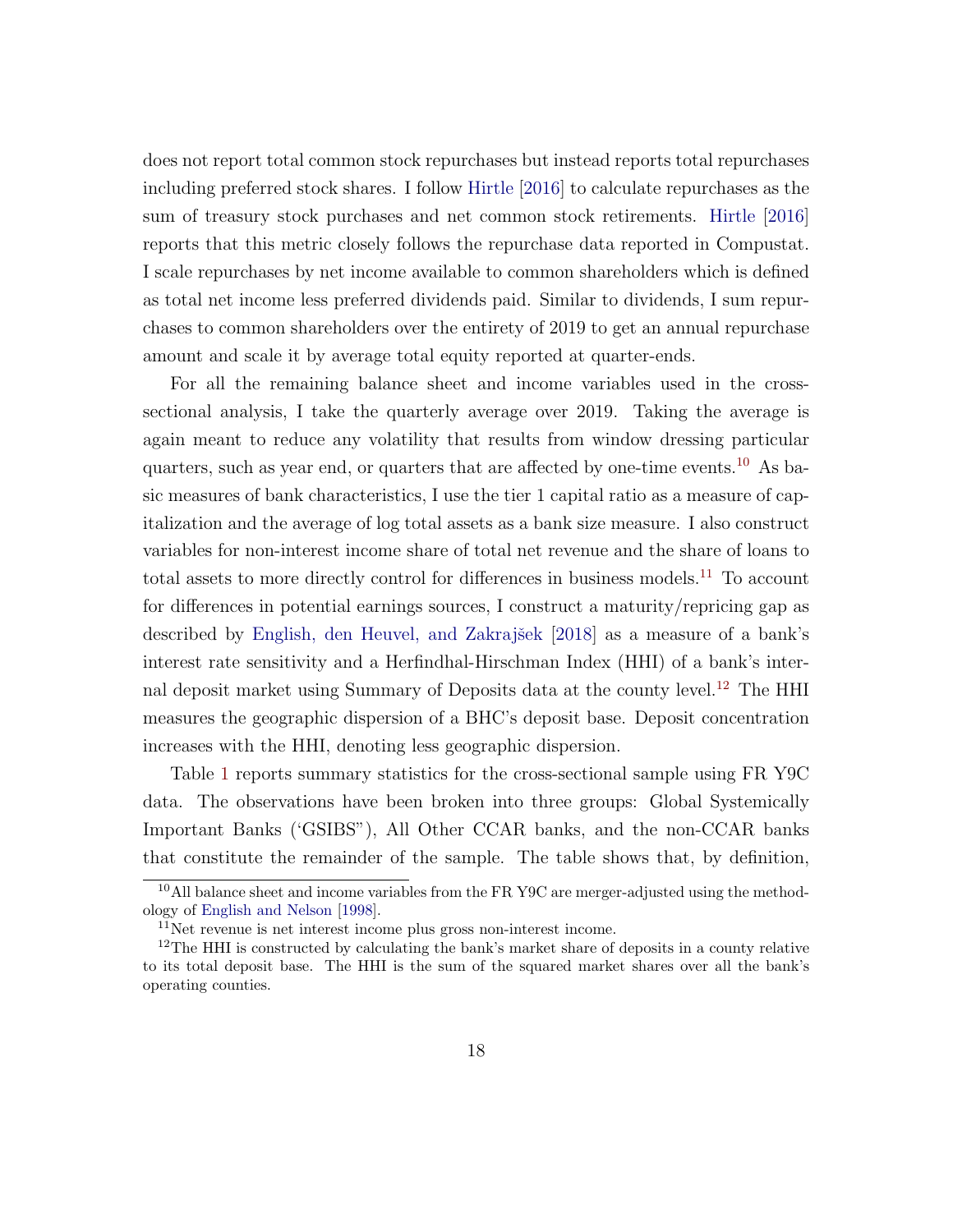does not report total common stock repurchases but instead reports total repurchases including preferred stock shares. I follow Hirtle [2016] to calculate repurchases as the sum of treasury stock purchases and net common stock retirements. Hirtle [2016] reports that this metric closely follows the repurchase data reported in Compustat. I scale repurchases by net income available to common shareholders which is defined as total net income less preferred dividends paid. Similar to dividends, I sum repurchases to common shareholders over the entirety of 2019 to get an annual repurchase amount and scale it by average total equity reported at quarter-ends.

For all the remaining balance sheet and income variables used in the cross-sectional analysis, I take the quarterly average over 2019. Taking the average is again meant to reduce any volatility that results from window dressing particular quarters, such as year end, or quarters that are affected by one-time events.[10] As basic measures of bank characteristics, I use the tier 1 capital ratio as a measure of capitalization and the average of log total assets as a bank size measure. I also construct variables for non-interest income share of total net revenue and the share of loans to total assets to more directly control for differences in business models.[11] To account for differences in potential earnings sources, I construct a maturity/repricing gap as described by English, den Heuvel, and Zakrajšek [2018] as a measure of a bank's interest rate sensitivity and a Herfindhal-Hirschman Index (HHI) of a bank's internal deposit market using Summary of Deposits data at the county level.[12] The HHI measures the geographic dispersion of a BHC's deposit base. Deposit concentration increases with the HHI, denoting less geographic dispersion.

Table 1 reports summary statistics for the cross-sectional sample using FR Y9C data. The observations have been broken into three groups: Global Systemically Important Banks ('GSIBS"), All Other CCAR banks, and the non-CCAR banks that constitute the remainder of the sample. The table shows that, by definition,

[10] All balance sheet and income variables from the FR Y9C are merger-adjusted using the methodology of English and Nelson [1998].

[11] Net revenue is net interest income plus gross non-interest income.

[12] The HHI is constructed by calculating the bank's market share of deposits in a county relative to its total deposit base. The HHI is the sum of the squared market shares over all the bank's operating counties.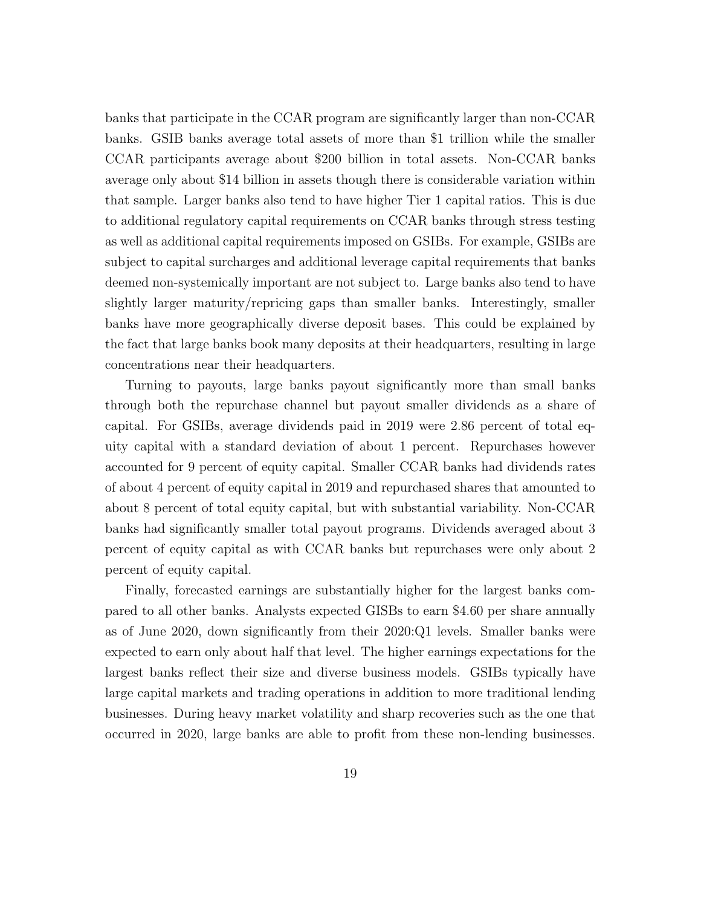banks that participate in the CCAR program are significantly larger than non-CCAR banks. GSIB banks average total assets of more than $1 trillion while the smaller CCAR participants average about $200 billion in total assets. Non-CCAR banks average only about $14 billion in assets though there is considerable variation within that sample. Larger banks also tend to have higher Tier 1 capital ratios. This is due to additional regulatory capital requirements on CCAR banks through stress testing as well as additional capital requirements imposed on GSIBs. For example, GSIBs are subject to capital surcharges and additional leverage capital requirements that banks deemed non-systemically important are not subject to. Large banks also tend to have slightly larger maturity/repricing gaps than smaller banks. Interestingly, smaller banks have more geographically diverse deposit bases. This could be explained by the fact that large banks book many deposits at their headquarters, resulting in large concentrations near their headquarters.

Turning to payouts, large banks payout significantly more than small banks through both the repurchase channel but payout smaller dividends as a share of capital. For GSIBs, average dividends paid in 2019 were 2.86 percent of total equity capital with a standard deviation of about 1 percent. Repurchases however accounted for 9 percent of equity capital. Smaller CCAR banks had dividends rates of about 4 percent of equity capital in 2019 and repurchased shares that amounted to about 8 percent of total equity capital, but with substantial variability. Non-CCAR banks had significantly smaller total payout programs. Dividends averaged about 3 percent of equity capital as with CCAR banks but repurchases were only about 2 percent of equity capital.

Finally, forecasted earnings are substantially higher for the largest banks compared to all other banks. Analysts expected GISBs to earn $4.60 per share annually as of June 2020, down significantly from their 2020:Q1 levels. Smaller banks were expected to earn only about half that level. The higher earnings expectations for the largest banks reflect their size and diverse business models. GSIBs typically have large capital markets and trading operations in addition to more traditional lending businesses. During heavy market volatility and sharp recoveries such as the one that occurred in 2020, large banks are able to profit from these non-lending businesses.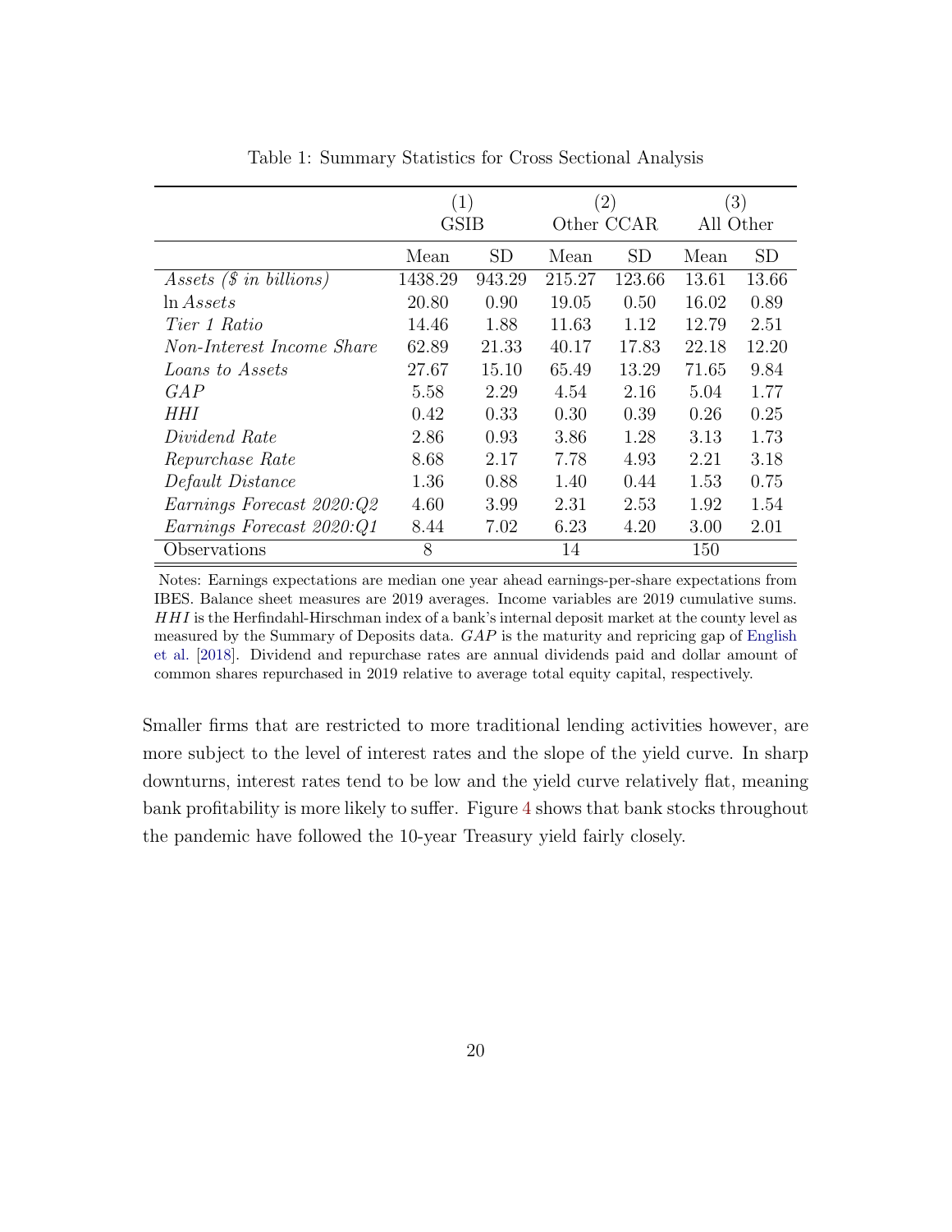Table 1: Summary Statistics for Cross Sectional Analysis

| | (1) GSIB | | (2) Other CCAR | | (3) All Other | |
|---|---|---|---|---|---|---|
| | Mean | SD | Mean | SD | Mean | SD |
| *Assets ($ in billions)* | 1438.29 | 943.29 | 215.27 | 123.66 | 13.61 | 13.66 |
| $\ln Assets$ | 20.80 | 0.90 | 19.05 | 0.50 | 16.02 | 0.89 |
| *Tier 1 Ratio* | 14.46 | 1.88 | 11.63 | 1.12 | 12.79 | 2.51 |
| *Non-Interest Income Share* | 62.89 | 21.33 | 40.17 | 17.83 | 22.18 | 12.20 |
| *Loans to Assets* | 27.67 | 15.10 | 65.49 | 13.29 | 71.65 | 9.84 |
| *GAP* | 5.58 | 2.29 | 4.54 | 2.16 | 5.04 | 1.77 |
| *HHI* | 0.42 | 0.33 | 0.30 | 0.39 | 0.26 | 0.25 |
| *Dividend Rate* | 2.86 | 0.93 | 3.86 | 1.28 | 3.13 | 1.73 |
| *Repurchase Rate* | 8.68 | 2.17 | 7.78 | 4.93 | 2.21 | 3.18 |
| *Default Distance* | 1.36 | 0.88 | 1.40 | 0.44 | 1.53 | 0.75 |
| *Earnings Forecast 2020:Q2* | 4.60 | 3.99 | 2.31 | 2.53 | 1.92 | 1.54 |
| *Earnings Forecast 2020:Q1* | 8.44 | 7.02 | 6.23 | 4.20 | 3.00 | 2.01 |
| Observations | 8 | | 14 | | 150 | |

Notes: Earnings expectations are median one year ahead earnings-per-share expectations from IBES. Balance sheet measures are 2019 averages. Income variables are 2019 cumulative sums. $HHI$ is the Herfindahl-Hirschman index of a bank's internal deposit market at the county level as measured by the Summary of Deposits data. *GAP* is the maturity and repricing gap of English et al. [2018]. Dividend and repurchase rates are annual dividends paid and dollar amount of common shares repurchased in 2019 relative to average total equity capital, respectively.

Smaller firms that are restricted to more traditional lending activities however, are more subject to the level of interest rates and the slope of the yield curve. In sharp downturns, interest rates tend to be low and the yield curve relatively flat, meaning bank profitability is more likely to suffer. Figure 4 shows that bank stocks throughout the pandemic have followed the 10-year Treasury yield fairly closely.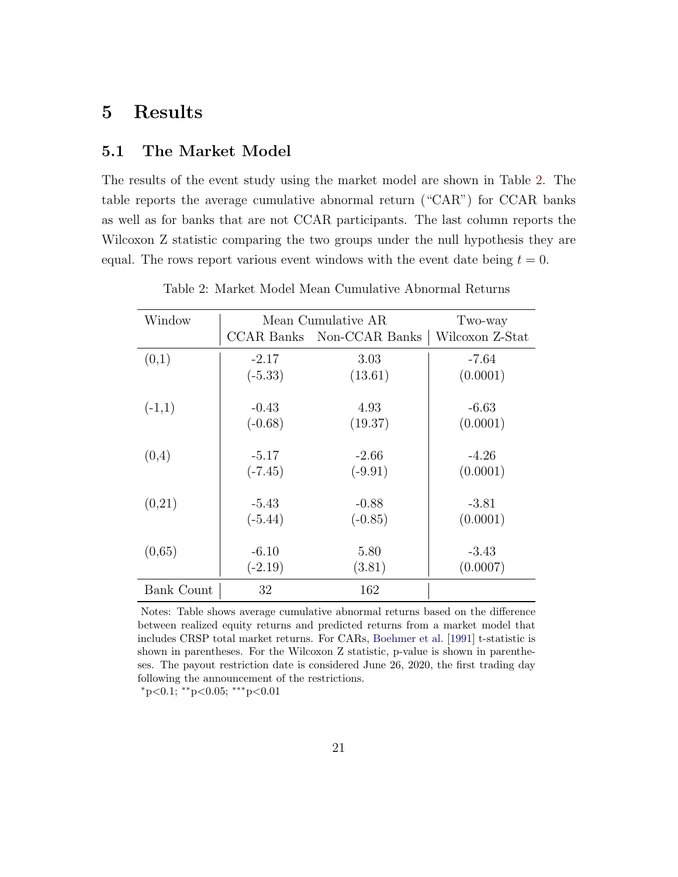# 5 Results

## 5.1 The Market Model

The results of the event study using the market model are shown in Table 2. The table reports the average cumulative abnormal return ("CAR") for CCAR banks as well as for banks that are not CCAR participants. The last column reports the Wilcoxon Z statistic comparing the two groups under the null hypothesis they are equal. The rows report various event windows with the event date being $t = 0$.

Table 2: Market Model Mean Cumulative Abnormal Returns

| Window | Mean Cumulative AR | | Two-way |
|---|---|---|---|
| | CCAR Banks | Non-CCAR Banks | Wilcoxon Z-Stat |
| (0,1) | -2.17 | 3.03 | -7.64 |
| | (-5.33) | (13.61) | (0.0001) |
| (-1,1) | -0.43 | 4.93 | -6.63 |
| | (-0.68) | (19.37) | (0.0001) |
| (0,4) | -5.17 | -2.66 | -4.26 |
| | (-7.45) | (-9.91) | (0.0001) |
| (0,21) | -5.43 | -0.88 | -3.81 |
| | (-5.44) | (-0.85) | (0.0001) |
| (0,65) | -6.10 | 5.80 | -3.43 |
| | (-2.19) | (3.81) | (0.0007) |
| Bank Count | 32 | 162 | |

Notes: Table shows average cumulative abnormal returns based on the difference between realized equity returns and predicted returns from a market model that includes CRSP total market returns. For CARs, Boehmer et al. [1991] t-statistic is shown in parentheses. For the Wilcoxon Z statistic, p-value is shown in parentheses. The payout restriction date is considered June 26, 2020, the first trading day following the announcement of the restrictions.

$^{*}$p<0.1; $^{**}$p<0.05; $^{***}$p<0.01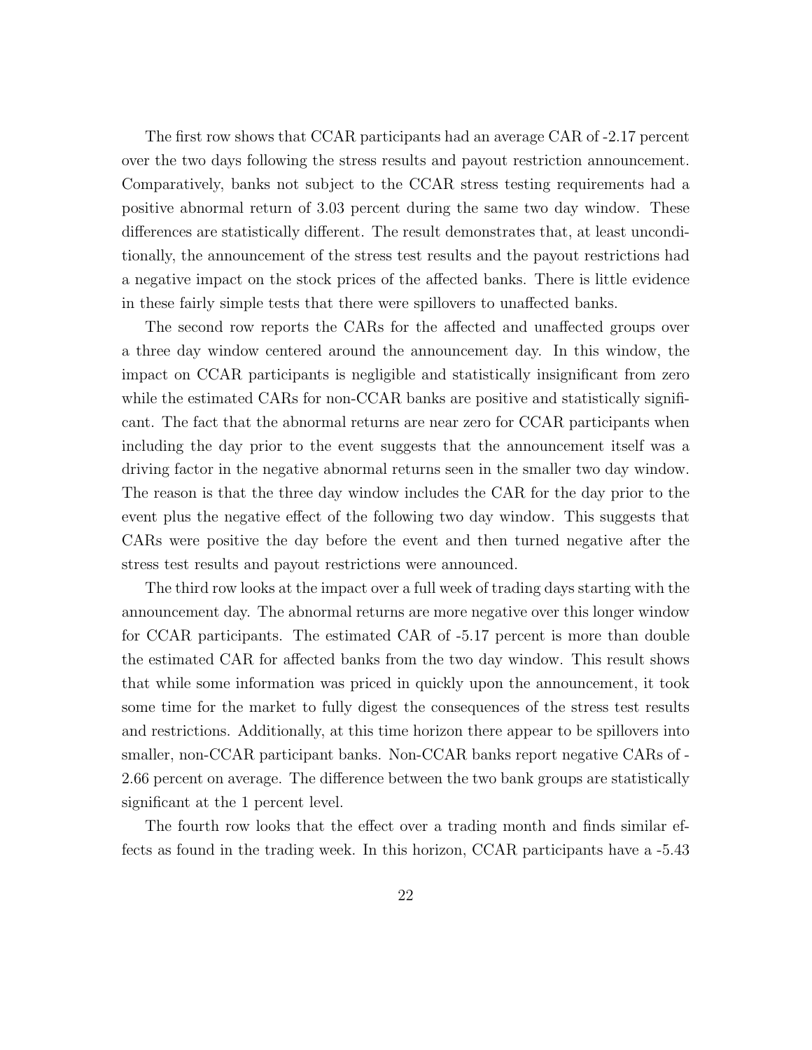The first row shows that CCAR participants had an average CAR of -2.17 percent over the two days following the stress results and payout restriction announcement. Comparatively, banks not subject to the CCAR stress testing requirements had a positive abnormal return of 3.03 percent during the same two day window. These differences are statistically different. The result demonstrates that, at least unconditionally, the announcement of the stress test results and the payout restrictions had a negative impact on the stock prices of the affected banks. There is little evidence in these fairly simple tests that there were spillovers to unaffected banks.

The second row reports the CARs for the affected and unaffected groups over a three day window centered around the announcement day. In this window, the impact on CCAR participants is negligible and statistically insignificant from zero while the estimated CARs for non-CCAR banks are positive and statistically significant. The fact that the abnormal returns are near zero for CCAR participants when including the day prior to the event suggests that the announcement itself was a driving factor in the negative abnormal returns seen in the smaller two day window. The reason is that the three day window includes the CAR for the day prior to the event plus the negative effect of the following two day window. This suggests that CARs were positive the day before the event and then turned negative after the stress test results and payout restrictions were announced.

The third row looks at the impact over a full week of trading days starting with the announcement day. The abnormal returns are more negative over this longer window for CCAR participants. The estimated CAR of -5.17 percent is more than double the estimated CAR for affected banks from the two day window. This result shows that while some information was priced in quickly upon the announcement, it took some time for the market to fully digest the consequences of the stress test results and restrictions. Additionally, at this time horizon there appear to be spillovers into smaller, non-CCAR participant banks. Non-CCAR banks report negative CARs of -2.66 percent on average. The difference between the two bank groups are statistically significant at the 1 percent level.

The fourth row looks that the effect over a trading month and finds similar effects as found in the trading week. In this horizon, CCAR participants have a -5.43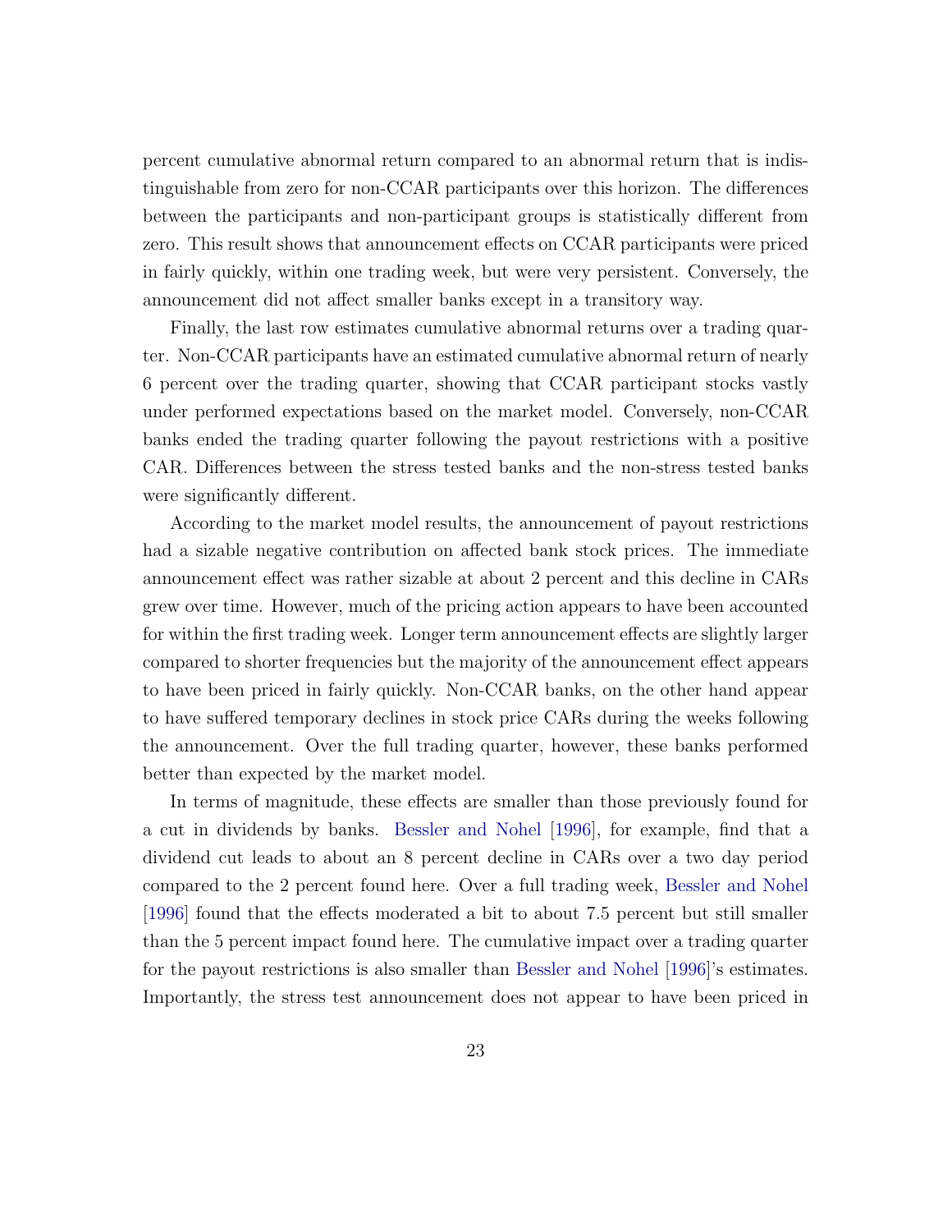percent cumulative abnormal return compared to an abnormal return that is indistinguishable from zero for non-CCAR participants over this horizon. The differences between the participants and non-participant groups is statistically different from zero. This result shows that announcement effects on CCAR participants were priced in fairly quickly, within one trading week, but were very persistent. Conversely, the announcement did not affect smaller banks except in a transitory way.

Finally, the last row estimates cumulative abnormal returns over a trading quarter. Non-CCAR participants have an estimated cumulative abnormal return of nearly 6 percent over the trading quarter, showing that CCAR participant stocks vastly under performed expectations based on the market model. Conversely, non-CCAR banks ended the trading quarter following the payout restrictions with a positive CAR. Differences between the stress tested banks and the non-stress tested banks were significantly different.

According to the market model results, the announcement of payout restrictions had a sizable negative contribution on affected bank stock prices. The immediate announcement effect was rather sizable at about 2 percent and this decline in CARs grew over time. However, much of the pricing action appears to have been accounted for within the first trading week. Longer term announcement effects are slightly larger compared to shorter frequencies but the majority of the announcement effect appears to have been priced in fairly quickly. Non-CCAR banks, on the other hand appear to have suffered temporary declines in stock price CARs during the weeks following the announcement. Over the full trading quarter, however, these banks performed better than expected by the market model.

In terms of magnitude, these effects are smaller than those previously found for a cut in dividends by banks. Bessler and Nohel [1996], for example, find that a dividend cut leads to about an 8 percent decline in CARs over a two day period compared to the 2 percent found here. Over a full trading week, Bessler and Nohel [1996] found that the effects moderated a bit to about 7.5 percent but still smaller than the 5 percent impact found here. The cumulative impact over a trading quarter for the payout restrictions is also smaller than Bessler and Nohel [1996]'s estimates. Importantly, the stress test announcement does not appear to have been priced in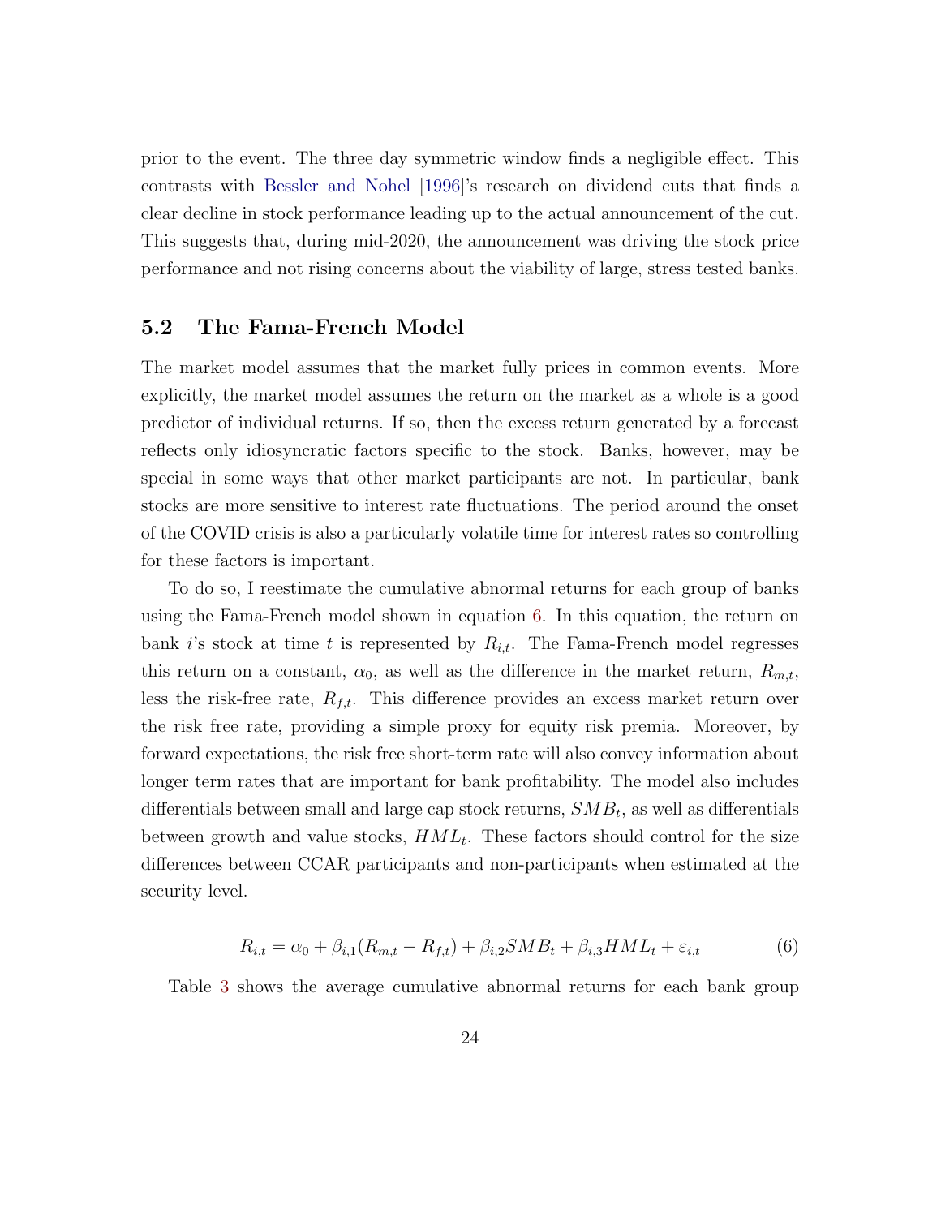prior to the event. The three day symmetric window finds a negligible effect. This contrasts with Bessler and Nohel [1996]'s research on dividend cuts that finds a clear decline in stock performance leading up to the actual announcement of the cut. This suggests that, during mid-2020, the announcement was driving the stock price performance and not rising concerns about the viability of large, stress tested banks.

## 5.2 The Fama-French Model

The market model assumes that the market fully prices in common events. More explicitly, the market model assumes the return on the market as a whole is a good predictor of individual returns. If so, then the excess return generated by a forecast reflects only idiosyncratic factors specific to the stock. Banks, however, may be special in some ways that other market participants are not. In particular, bank stocks are more sensitive to interest rate fluctuations. The period around the onset of the COVID crisis is also a particularly volatile time for interest rates so controlling for these factors is important.

To do so, I reestimate the cumulative abnormal returns for each group of banks using the Fama-French model shown in equation 6. In this equation, the return on bank $i$'s stock at time $t$ is represented by $R_{i,t}$. The Fama-French model regresses this return on a constant, $\alpha_0$, as well as the difference in the market return, $R_{m,t}$, less the risk-free rate, $R_{f,t}$. This difference provides an excess market return over the risk free rate, providing a simple proxy for equity risk premia. Moreover, by forward expectations, the risk free short-term rate will also convey information about longer term rates that are important for bank profitability. The model also includes differentials between small and large cap stock returns, $SMB_t$, as well as differentials between growth and value stocks, $HML_t$. These factors should control for the size differences between CCAR participants and non-participants when estimated at the security level.

$$R_{i,t} = \alpha_0 + \beta_{i,1}(R_{m,t} - R_{f,t}) + \beta_{i,2}SMB_t + \beta_{i,3}HML_t + \varepsilon_{i,t} \tag{6}$$

Table 3 shows the average cumulative abnormal returns for each bank group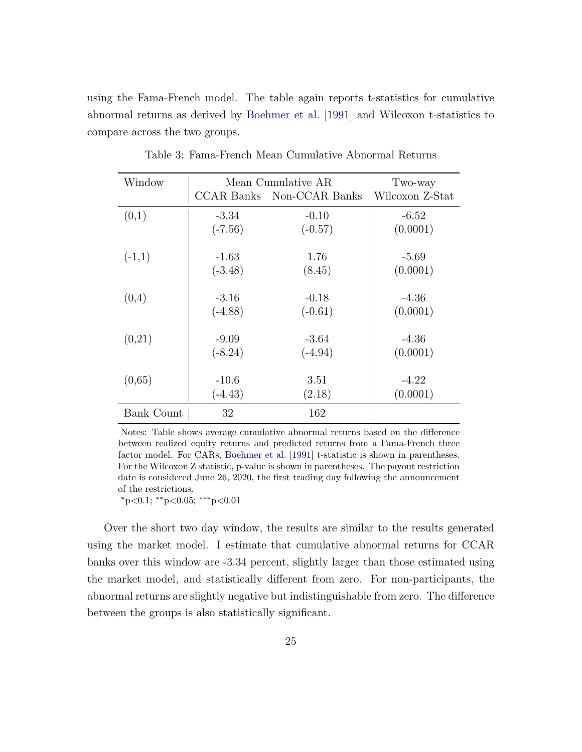using the Fama-French model. The table again reports t-statistics for cumulative abnormal returns as derived by Boehmer et al. [1991] and Wilcoxon t-statistics to compare across the two groups.

Table 3: Fama-French Mean Cumulative Abnormal Returns

| Window | Mean Cumulative AR | | Two-way |
|---|---|---|---|
| | CCAR Banks | Non-CCAR Banks | Wilcoxon Z-Stat |
| (0,1) | -3.34 | -0.10 | -6.52 |
| | (-7.56) | (-0.57) | (0.0001) |
| (-1,1) | -1.63 | 1.76 | -5.69 |
| | (-3.48) | (8.45) | (0.0001) |
| (0,4) | -3.16 | -0.18 | -4.36 |
| | (-4.88) | (-0.61) | (0.0001) |
| (0,21) | -9.09 | -3.64 | -4.36 |
| | (-8.24) | (-4.94) | (0.0001) |
| (0,65) | -10.6 | 3.51 | -4.22 |
| | (-4.43) | (2.18) | (0.0001) |
| Bank Count | 32 | 162 | |

Notes: Table shows average cumulative abnormal returns based on the difference between realized equity returns and predicted returns from a Fama-French three factor model. For CARs, Boehmer et al. [1991] t-statistic is shown in parentheses. For the Wilcoxon Z statistic, p-value is shown in parentheses. The payout restriction date is considered June 26, 2020, the first trading day following the announcement of the restrictions.
*p<0.1; **p<0.05; ***p<0.01

Over the short two day window, the results are similar to the results generated using the market model. I estimate that cumulative abnormal returns for CCAR banks over this window are -3.34 percent, slightly larger than those estimated using the market model, and statistically different from zero. For non-participants, the abnormal returns are slightly negative but indistinguishable from zero. The difference between the groups is also statistically significant.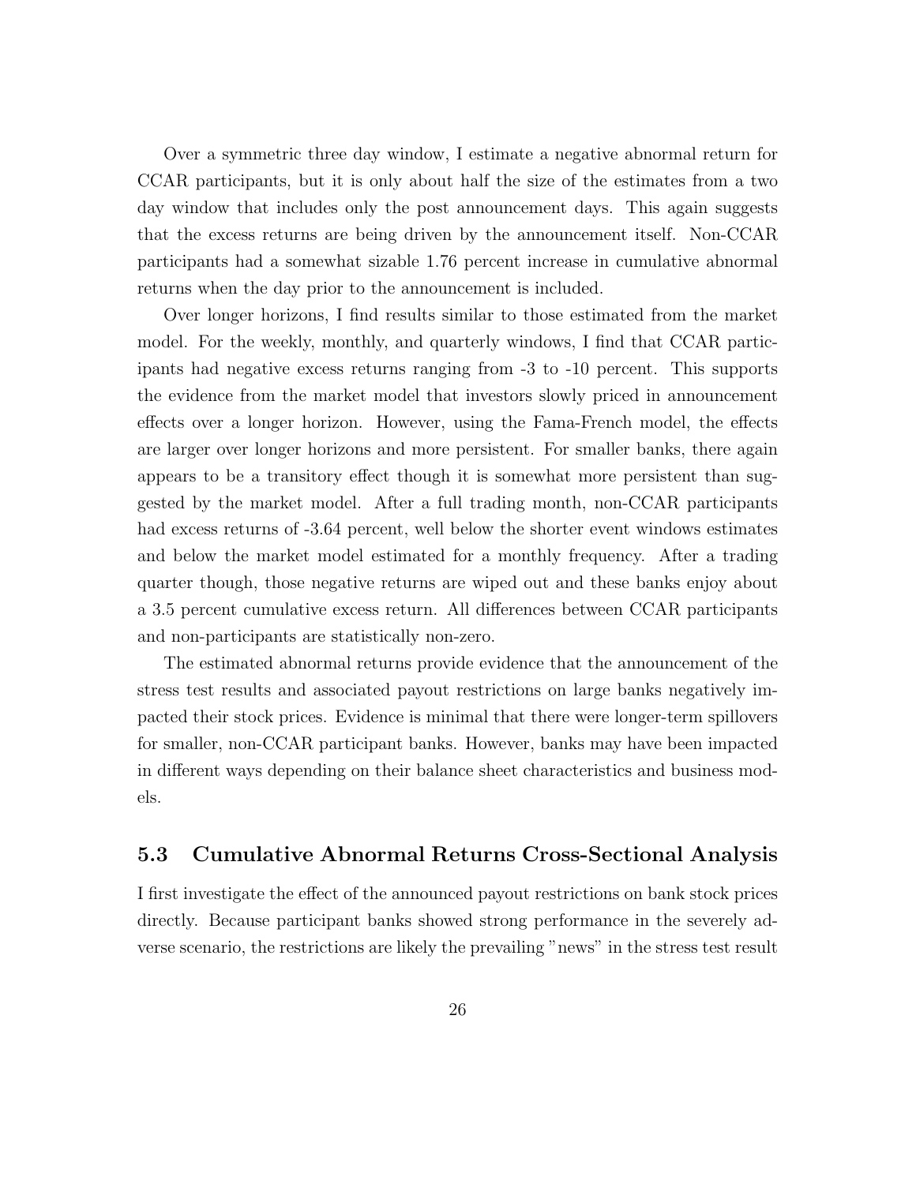Over a symmetric three day window, I estimate a negative abnormal return for CCAR participants, but it is only about half the size of the estimates from a two day window that includes only the post announcement days. This again suggests that the excess returns are being driven by the announcement itself. Non-CCAR participants had a somewhat sizable 1.76 percent increase in cumulative abnormal returns when the day prior to the announcement is included.

Over longer horizons, I find results similar to those estimated from the market model. For the weekly, monthly, and quarterly windows, I find that CCAR participants had negative excess returns ranging from -3 to -10 percent. This supports the evidence from the market model that investors slowly priced in announcement effects over a longer horizon. However, using the Fama-French model, the effects are larger over longer horizons and more persistent. For smaller banks, there again appears to be a transitory effect though it is somewhat more persistent than suggested by the market model. After a full trading month, non-CCAR participants had excess returns of -3.64 percent, well below the shorter event windows estimates and below the market model estimated for a monthly frequency. After a trading quarter though, those negative returns are wiped out and these banks enjoy about a 3.5 percent cumulative excess return. All differences between CCAR participants and non-participants are statistically non-zero.

The estimated abnormal returns provide evidence that the announcement of the stress test results and associated payout restrictions on large banks negatively impacted their stock prices. Evidence is minimal that there were longer-term spillovers for smaller, non-CCAR participant banks. However, banks may have been impacted in different ways depending on their balance sheet characteristics and business models.

## 5.3 Cumulative Abnormal Returns Cross-Sectional Analysis

I first investigate the effect of the announced payout restrictions on bank stock prices directly. Because participant banks showed strong performance in the severely adverse scenario, the restrictions are likely the prevailing "news" in the stress test result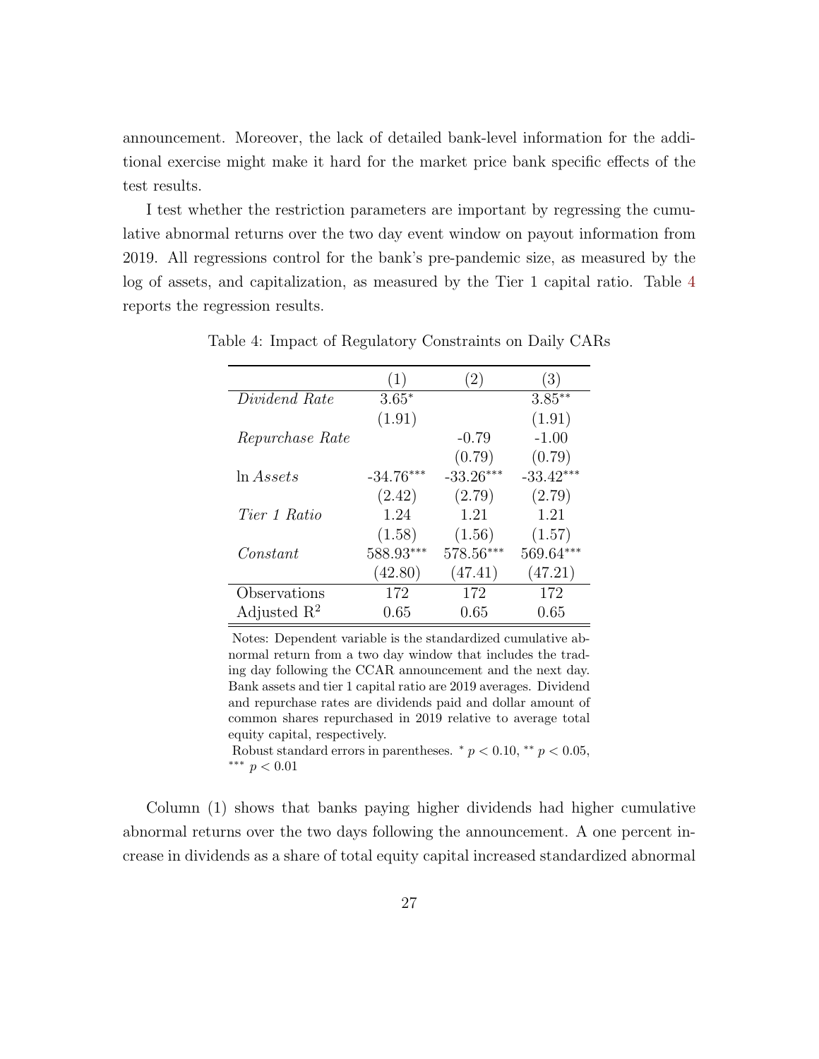announcement. Moreover, the lack of detailed bank-level information for the additional exercise might make it hard for the market price bank specific effects of the test results.

I test whether the restriction parameters are important by regressing the cumulative abnormal returns over the two day event window on payout information from 2019. All regressions control for the bank's pre-pandemic size, as measured by the log of assets, and capitalization, as measured by the Tier 1 capital ratio. Table 4 reports the regression results.

Table 4: Impact of Regulatory Constraints on Daily CARs

| | (1) | (2) | (3) |
|---|---|---|---|
| *Dividend Rate* | $3.65^{*}$ | | $3.85^{**}$ |
| | (1.91) | | (1.91) |
| *Repurchase Rate* | | -0.79 | -1.00 |
| | | (0.79) | (0.79) |
| ln *Assets* | $-34.76^{***}$ | $-33.26^{***}$ | $-33.42^{***}$ |
| | (2.42) | (2.79) | (2.79) |
| *Tier 1 Ratio* | 1.24 | 1.21 | 1.21 |
| | (1.58) | (1.56) | (1.57) |
| *Constant* | $588.93^{***}$ | $578.56^{***}$ | $569.64^{***}$ |
| | (42.80) | (47.41) | (47.21) |
| Observations | 172 | 172 | 172 |
| Adjusted $R^2$ | 0.65 | 0.65 | 0.65 |

Notes: Dependent variable is the standardized cumulative abnormal return from a two day window that includes the trading day following the CCAR announcement and the next day. Bank assets and tier 1 capital ratio are 2019 averages. Dividend and repurchase rates are dividends paid and dollar amount of common shares repurchased in 2019 relative to average total equity capital, respectively.

Robust standard errors in parentheses. $^{*}$ $p < 0.10$, $^{**}$ $p < 0.05$, $^{***}$ $p < 0.01$

Column (1) shows that banks paying higher dividends had higher cumulative abnormal returns over the two days following the announcement. A one percent increase in dividends as a share of total equity capital increased standardized abnormal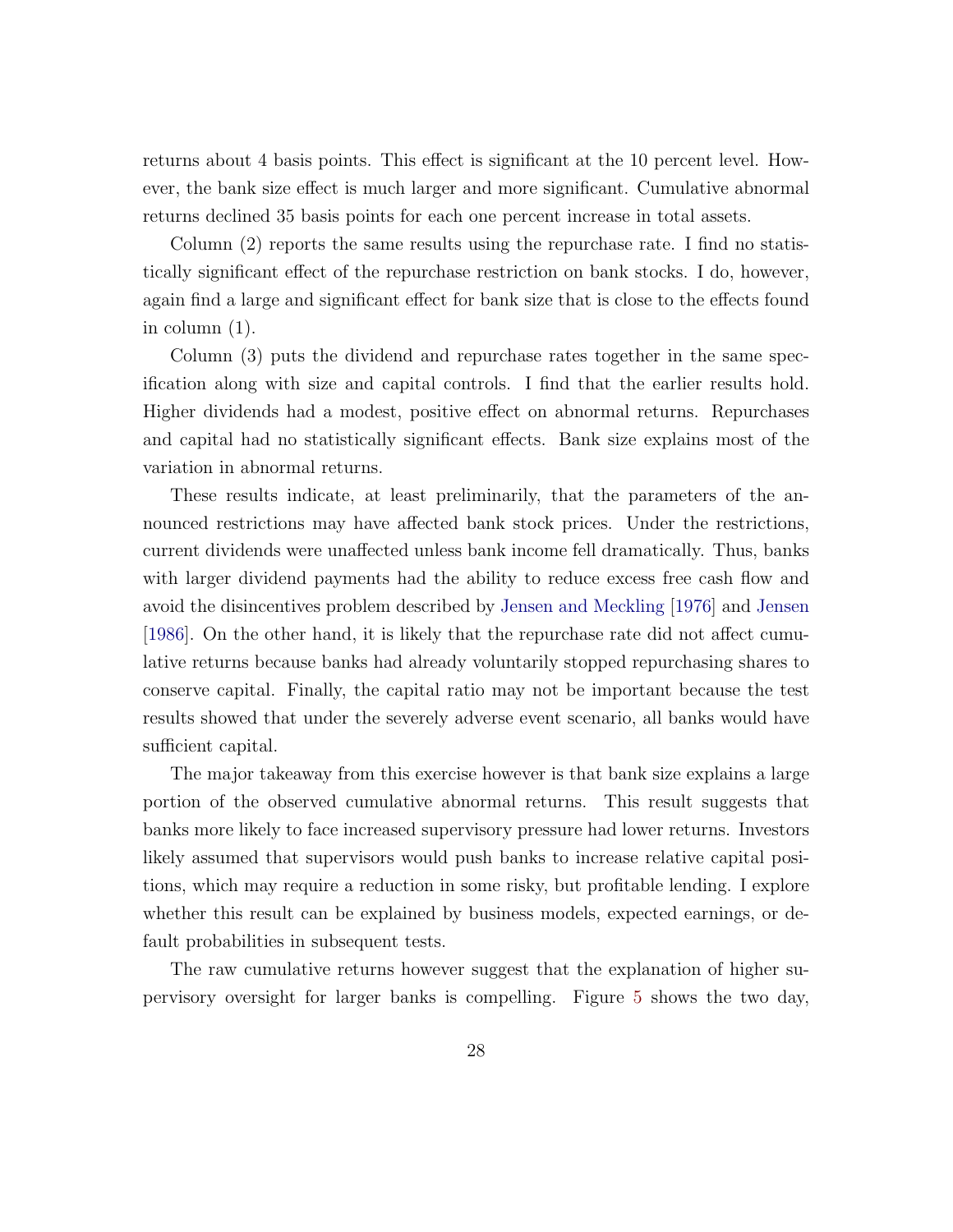returns about 4 basis points. This effect is significant at the 10 percent level. However, the bank size effect is much larger and more significant. Cumulative abnormal returns declined 35 basis points for each one percent increase in total assets.

Column (2) reports the same results using the repurchase rate. I find no statistically significant effect of the repurchase restriction on bank stocks. I do, however, again find a large and significant effect for bank size that is close to the effects found in column (1).

Column (3) puts the dividend and repurchase rates together in the same specification along with size and capital controls. I find that the earlier results hold. Higher dividends had a modest, positive effect on abnormal returns. Repurchases and capital had no statistically significant effects. Bank size explains most of the variation in abnormal returns.

These results indicate, at least preliminarily, that the parameters of the announced restrictions may have affected bank stock prices. Under the restrictions, current dividends were unaffected unless bank income fell dramatically. Thus, banks with larger dividend payments had the ability to reduce excess free cash flow and avoid the disincentives problem described by Jensen and Meckling [1976] and Jensen [1986]. On the other hand, it is likely that the repurchase rate did not affect cumulative returns because banks had already voluntarily stopped repurchasing shares to conserve capital. Finally, the capital ratio may not be important because the test results showed that under the severely adverse event scenario, all banks would have sufficient capital.

The major takeaway from this exercise however is that bank size explains a large portion of the observed cumulative abnormal returns. This result suggests that banks more likely to face increased supervisory pressure had lower returns. Investors likely assumed that supervisors would push banks to increase relative capital positions, which may require a reduction in some risky, but profitable lending. I explore whether this result can be explained by business models, expected earnings, or default probabilities in subsequent tests.

The raw cumulative returns however suggest that the explanation of higher supervisory oversight for larger banks is compelling. Figure 5 shows the two day,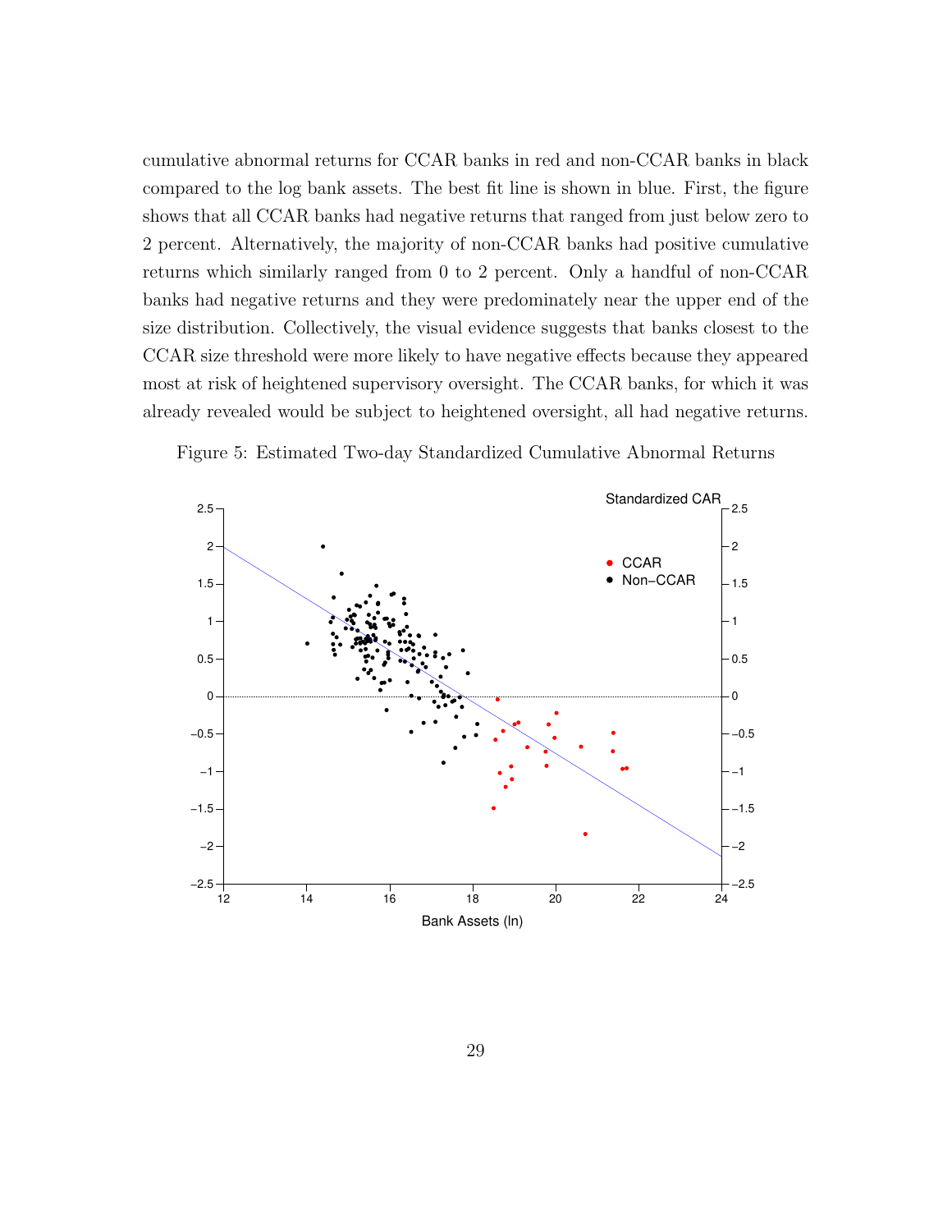cumulative abnormal returns for CCAR banks in red and non-CCAR banks in black compared to the log bank assets. The best fit line is shown in blue. First, the figure shows that all CCAR banks had negative returns that ranged from just below zero to 2 percent. Alternatively, the majority of non-CCAR banks had positive cumulative returns which similarly ranged from 0 to 2 percent. Only a handful of non-CCAR banks had negative returns and they were predominately near the upper end of the size distribution. Collectively, the visual evidence suggests that banks closest to the CCAR size threshold were more likely to have negative effects because they appeared most at risk of heightened supervisory oversight. The CCAR banks, for which it was already revealed would be subject to heightened oversight, all had negative returns.

Figure 5: Estimated Two-day Standardized Cumulative Abnormal Returns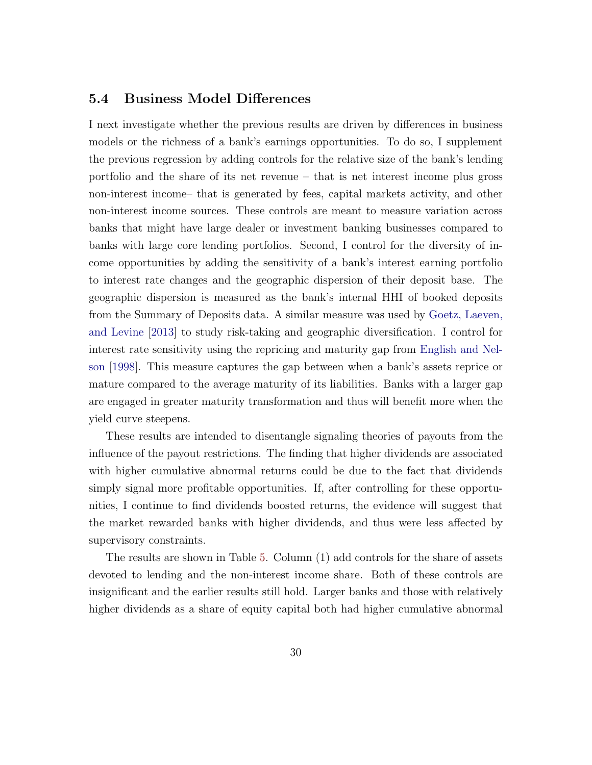### 5.4 Business Model Differences

I next investigate whether the previous results are driven by differences in business models or the richness of a bank's earnings opportunities. To do so, I supplement the previous regression by adding controls for the relative size of the bank's lending portfolio and the share of its net revenue – that is net interest income plus gross non-interest income– that is generated by fees, capital markets activity, and other non-interest income sources. These controls are meant to measure variation across banks that might have large dealer or investment banking businesses compared to banks with large core lending portfolios. Second, I control for the diversity of income opportunities by adding the sensitivity of a bank's interest earning portfolio to interest rate changes and the geographic dispersion of their deposit base. The geographic dispersion is measured as the bank's internal HHI of booked deposits from the Summary of Deposits data. A similar measure was used by Goetz, Laeven, and Levine [2013] to study risk-taking and geographic diversification. I control for interest rate sensitivity using the repricing and maturity gap from English and Nelson [1998]. This measure captures the gap between when a bank's assets reprice or mature compared to the average maturity of its liabilities. Banks with a larger gap are engaged in greater maturity transformation and thus will benefit more when the yield curve steepens.

These results are intended to disentangle signaling theories of payouts from the influence of the payout restrictions. The finding that higher dividends are associated with higher cumulative abnormal returns could be due to the fact that dividends simply signal more profitable opportunities. If, after controlling for these opportunities, I continue to find dividends boosted returns, the evidence will suggest that the market rewarded banks with higher dividends, and thus were less affected by supervisory constraints.

The results are shown in Table 5. Column (1) add controls for the share of assets devoted to lending and the non-interest income share. Both of these controls are insignificant and the earlier results still hold. Larger banks and those with relatively higher dividends as a share of equity capital both had higher cumulative abnormal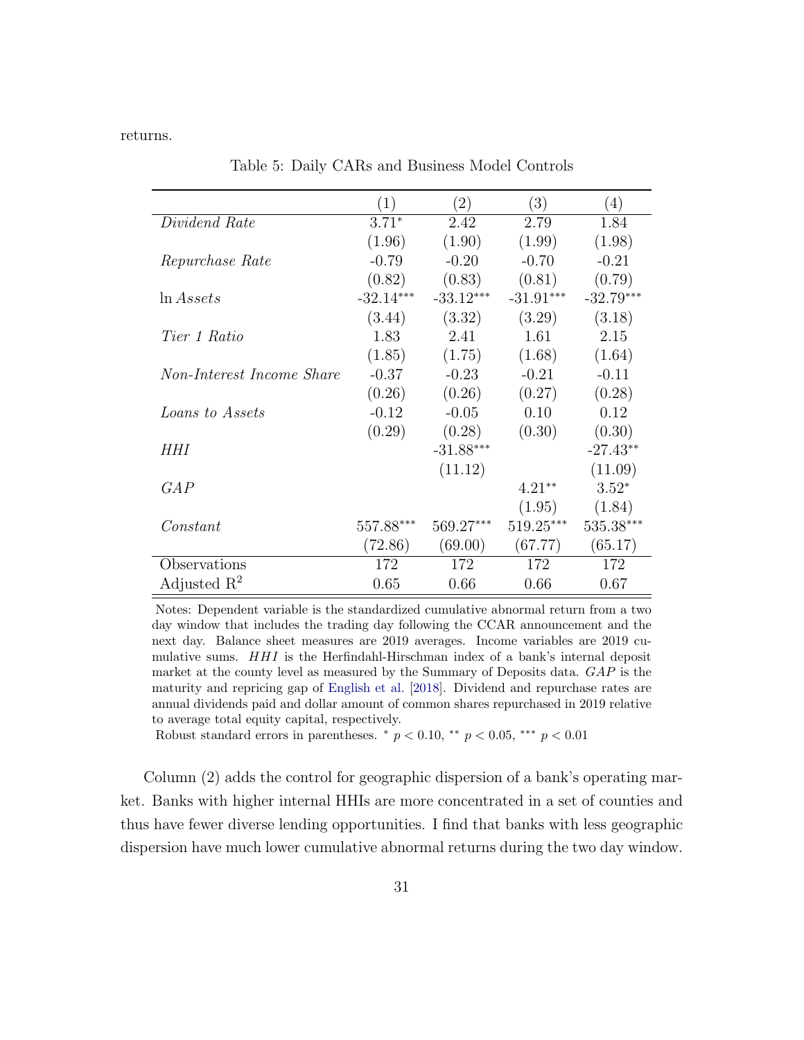returns.

Table 5: Daily CARs and Business Model Controls

| | (1) | (2) | (3) | (4) |
|---|---|---|---|---|
| *Dividend Rate* | 3.71$^{*}$ | 2.42 | 2.79 | 1.84 |
| | (1.96) | (1.90) | (1.99) | (1.98) |
| *Repurchase Rate* | -0.79 | -0.20 | -0.70 | -0.21 |
| | (0.82) | (0.83) | (0.81) | (0.79) |
| $\ln Assets$ | -32.14$^{***}$ | -33.12$^{***}$ | -31.91$^{***}$ | -32.79$^{***}$ |
| | (3.44) | (3.32) | (3.29) | (3.18) |
| *Tier 1 Ratio* | 1.83 | 2.41 | 1.61 | 2.15 |
| | (1.85) | (1.75) | (1.68) | (1.64) |
| *Non-Interest Income Share* | -0.37 | -0.23 | -0.21 | -0.11 |
| | (0.26) | (0.26) | (0.27) | (0.28) |
| *Loans to Assets* | -0.12 | -0.05 | 0.10 | 0.12 |
| | (0.29) | (0.28) | (0.30) | (0.30) |
| *HHI* | | -31.88$^{***}$ | | -27.43$^{**}$ |
| | | (11.12) | | (11.09) |
| *GAP* | | | 4.21$^{**}$ | 3.52$^{*}$ |
| | | | (1.95) | (1.84) |
| *Constant* | 557.88$^{***}$ | 569.27$^{***}$ | 519.25$^{***}$ | 535.38$^{***}$ |
| | (72.86) | (69.00) | (67.77) | (65.17) |
| Observations | 172 | 172 | 172 | 172 |
| Adjusted $R^2$ | 0.65 | 0.66 | 0.66 | 0.67 |

Notes: Dependent variable is the standardized cumulative abnormal return from a two day window that includes the trading day following the CCAR announcement and the next day. Balance sheet measures are 2019 averages. Income variables are 2019 cumulative sums. *HHI* is the Herfindahl-Hirschman index of a bank's internal deposit market at the county level as measured by the Summary of Deposits data. *GAP* is the maturity and repricing gap of English et al. [2018]. Dividend and repurchase rates are annual dividends paid and dollar amount of common shares repurchased in 2019 relative to average total equity capital, respectively.
Robust standard errors in parentheses. $^{*}$ $p < 0.10$, $^{**}$ $p < 0.05$, $^{***}$ $p < 0.01$

Column (2) adds the control for geographic dispersion of a bank's operating market. Banks with higher internal HHIs are more concentrated in a set of counties and thus have fewer diverse lending opportunities. I find that banks with less geographic dispersion have much lower cumulative abnormal returns during the two day window.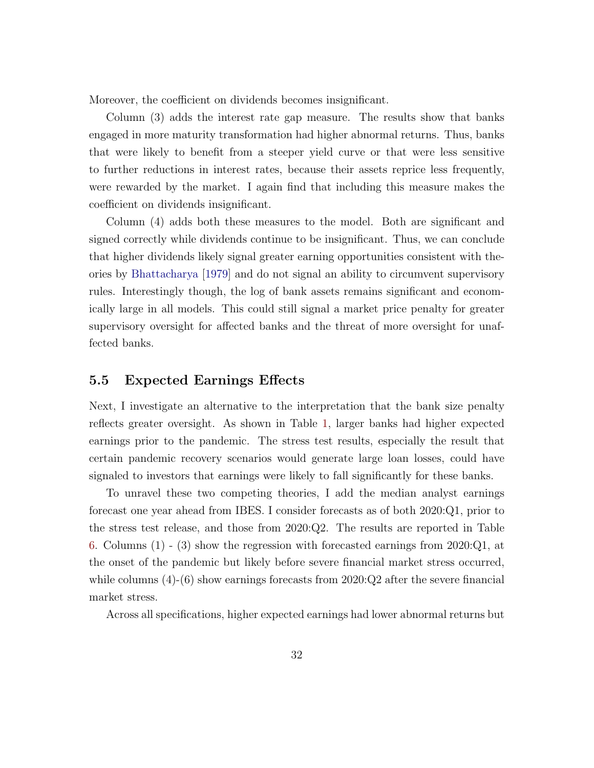Moreover, the coefficient on dividends becomes insignificant.

Column (3) adds the interest rate gap measure. The results show that banks engaged in more maturity transformation had higher abnormal returns. Thus, banks that were likely to benefit from a steeper yield curve or that were less sensitive to further reductions in interest rates, because their assets reprice less frequently, were rewarded by the market. I again find that including this measure makes the coefficient on dividends insignificant.

Column (4) adds both these measures to the model. Both are significant and signed correctly while dividends continue to be insignificant. Thus, we can conclude that higher dividends likely signal greater earning opportunities consistent with theories by Bhattacharya [1979] and do not signal an ability to circumvent supervisory rules. Interestingly though, the log of bank assets remains significant and economically large in all models. This could still signal a market price penalty for greater supervisory oversight for affected banks and the threat of more oversight for unaffected banks.

## 5.5 Expected Earnings Effects

Next, I investigate an alternative to the interpretation that the bank size penalty reflects greater oversight. As shown in Table 1, larger banks had higher expected earnings prior to the pandemic. The stress test results, especially the result that certain pandemic recovery scenarios would generate large loan losses, could have signaled to investors that earnings were likely to fall significantly for these banks.

To unravel these two competing theories, I add the median analyst earnings forecast one year ahead from IBES. I consider forecasts as of both 2020:Q1, prior to the stress test release, and those from 2020:Q2. The results are reported in Table 6. Columns (1) - (3) show the regression with forecasted earnings from 2020:Q1, at the onset of the pandemic but likely before severe financial market stress occurred, while columns (4)-(6) show earnings forecasts from 2020:Q2 after the severe financial market stress.

Across all specifications, higher expected earnings had lower abnormal returns but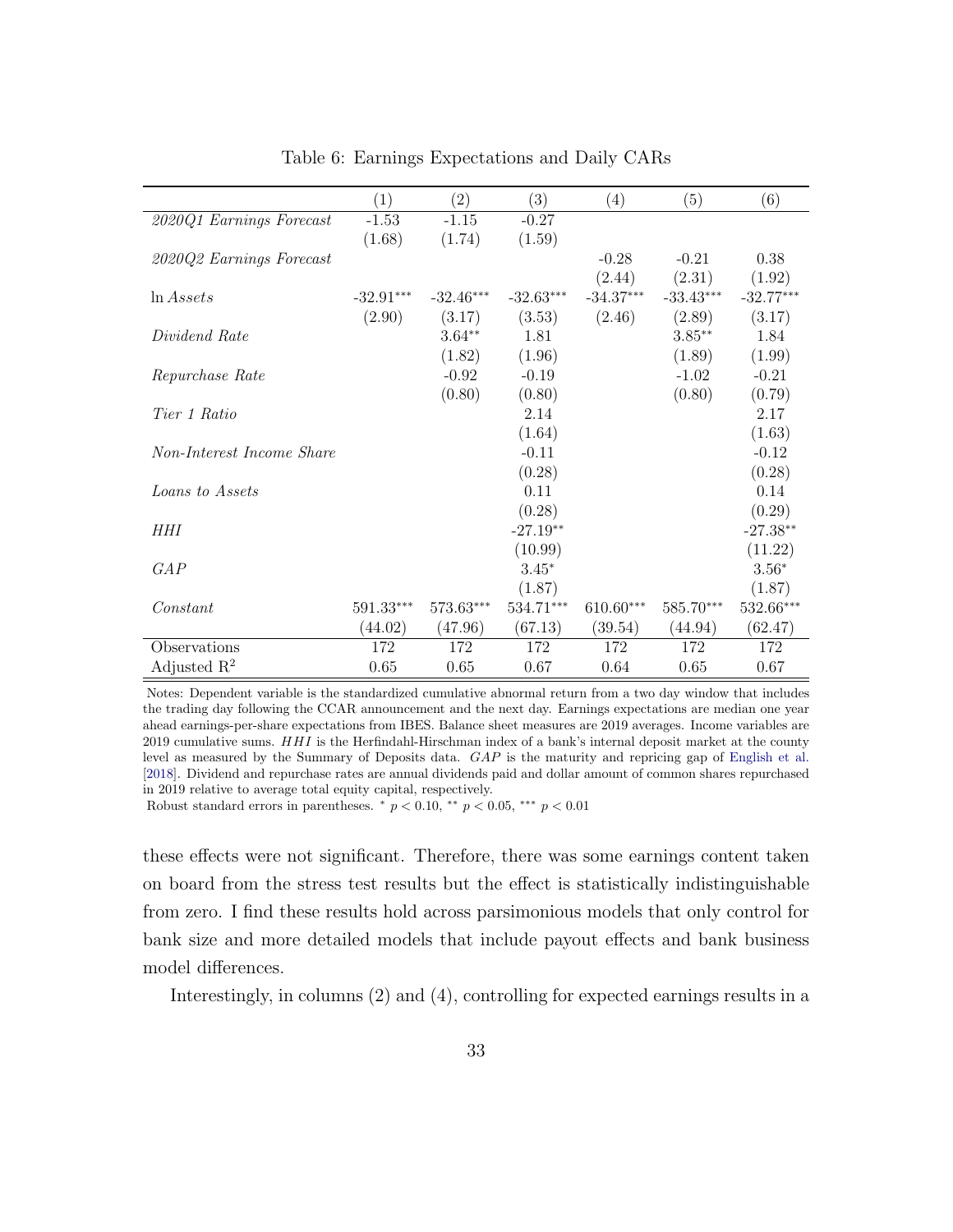Table 6: Earnings Expectations and Daily CARs

| | (1) | (2) | (3) | (4) | (5) | (6) |
|---|---|---|---|---|---|---|
| *2020Q1 Earnings Forecast* | -1.53 | -1.15 | -0.27 | | | |
| | (1.68) | (1.74) | (1.59) | | | |
| *2020Q2 Earnings Forecast* | | | | -0.28 | -0.21 | 0.38 |
| | | | | (2.44) | (2.31) | (1.92) |
| $\ln Assets$ | -32.91*** | -32.46*** | -32.63*** | -34.37*** | -33.43*** | -32.77*** |
| | (2.90) | (3.17) | (3.53) | (2.46) | (2.89) | (3.17) |
| *Dividend Rate* | | 3.64** | 1.81 | | 3.85** | 1.84 |
| | | (1.82) | (1.96) | | (1.89) | (1.99) |
| *Repurchase Rate* | | -0.92 | -0.19 | | -1.02 | -0.21 |
| | | (0.80) | (0.80) | | (0.80) | (0.79) |
| *Tier 1 Ratio* | | | 2.14 | | | 2.17 |
| | | | (1.64) | | | (1.63) |
| *Non-Interest Income Share* | | | -0.11 | | | -0.12 |
| | | | (0.28) | | | (0.28) |
| *Loans to Assets* | | | 0.11 | | | 0.14 |
| | | | (0.28) | | | (0.29) |
| *HHI* | | | -27.19** | | | -27.38** |
| | | | (10.99) | | | (11.22) |
| *GAP* | | | 3.45* | | | 3.56* |
| | | | (1.87) | | | (1.87) |
| *Constant* | 591.33*** | 573.63*** | 534.71*** | 610.60*** | 585.70*** | 532.66*** |
| | (44.02) | (47.96) | (67.13) | (39.54) | (44.94) | (62.47) |
| Observations | 172 | 172 | 172 | 172 | 172 | 172 |
| Adjusted $R^2$ | 0.65 | 0.65 | 0.67 | 0.64 | 0.65 | 0.67 |

Notes: Dependent variable is the standardized cumulative abnormal return from a two day window that includes the trading day following the CCAR announcement and the next day. Earnings expectations are median one year ahead earnings-per-share expectations from IBES. Balance sheet measures are 2019 averages. Income variables are 2019 cumulative sums. *HHI* is the Herfindahl-Hirschman index of a bank's internal deposit market at the county level as measured by the Summary of Deposits data. *GAP* is the maturity and repricing gap of English et al. [2018]. Dividend and repurchase rates are annual dividends paid and dollar amount of common shares repurchased in 2019 relative to average total equity capital, respectively.

Robust standard errors in parentheses. * $p < 0.10$, ** $p < 0.05$, *** $p < 0.01$

these effects were not significant. Therefore, there was some earnings content taken on board from the stress test results but the effect is statistically indistinguishable from zero. I find these results hold across parsimonious models that only control for bank size and more detailed models that include payout effects and bank business model differences.

Interestingly, in columns (2) and (4), controlling for expected earnings results in a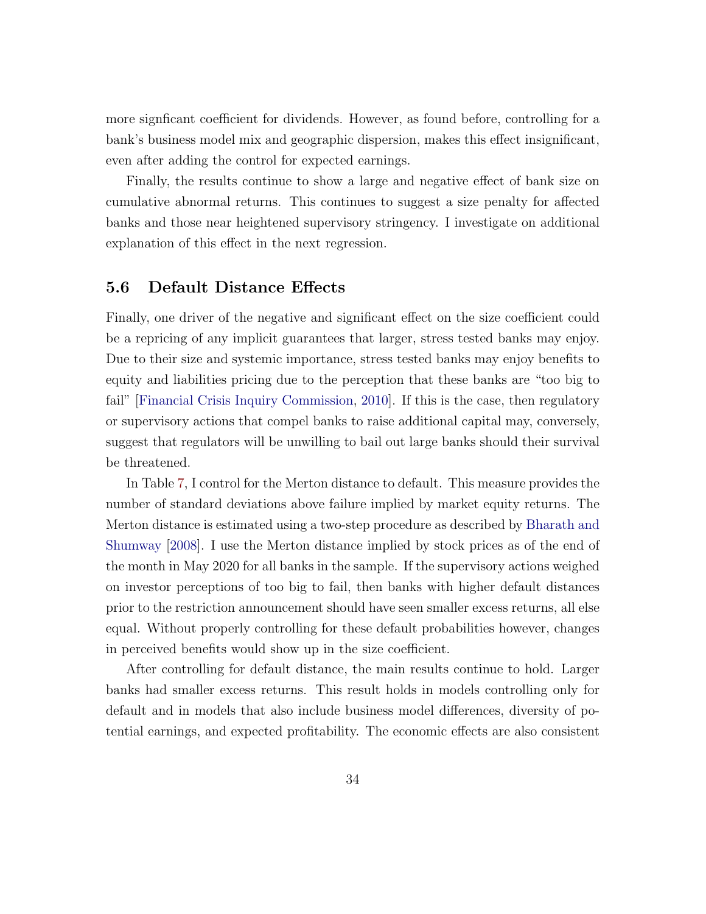more signficant coefficient for dividends. However, as found before, controlling for a bank's business model mix and geographic dispersion, makes this effect insignificant, even after adding the control for expected earnings.

Finally, the results continue to show a large and negative effect of bank size on cumulative abnormal returns. This continues to suggest a size penalty for affected banks and those near heightened supervisory stringency. I investigate on additional explanation of this effect in the next regression.

## 5.6 Default Distance Effects

Finally, one driver of the negative and significant effect on the size coefficient could be a repricing of any implicit guarantees that larger, stress tested banks may enjoy. Due to their size and systemic importance, stress tested banks may enjoy benefits to equity and liabilities pricing due to the perception that these banks are "too big to fail" [Financial Crisis Inquiry Commission, 2010]. If this is the case, then regulatory or supervisory actions that compel banks to raise additional capital may, conversely, suggest that regulators will be unwilling to bail out large banks should their survival be threatened.

In Table 7, I control for the Merton distance to default. This measure provides the number of standard deviations above failure implied by market equity returns. The Merton distance is estimated using a two-step procedure as described by Bharath and Shumway [2008]. I use the Merton distance implied by stock prices as of the end of the month in May 2020 for all banks in the sample. If the supervisory actions weighed on investor perceptions of too big to fail, then banks with higher default distances prior to the restriction announcement should have seen smaller excess returns, all else equal. Without properly controlling for these default probabilities however, changes in perceived benefits would show up in the size coefficient.

After controlling for default distance, the main results continue to hold. Larger banks had smaller excess returns. This result holds in models controlling only for default and in models that also include business model differences, diversity of potential earnings, and expected profitability. The economic effects are also consistent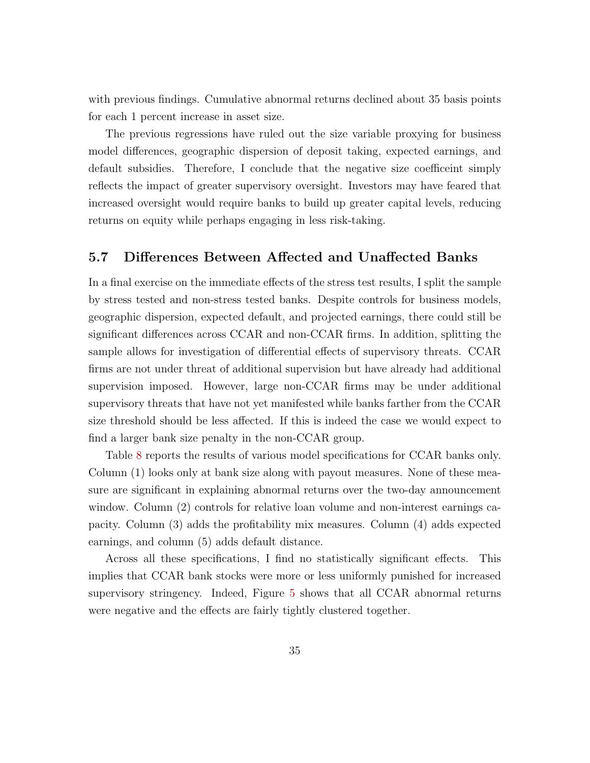with previous findings. Cumulative abnormal returns declined about 35 basis points for each 1 percent increase in asset size.

The previous regressions have ruled out the size variable proxying for business model differences, geographic dispersion of deposit taking, expected earnings, and default subsidies. Therefore, I conclude that the negative size coeffiecint simply reflects the impact of greater supervisory oversight. Investors may have feared that increased oversight would require banks to build up greater capital levels, reducing returns on equity while perhaps engaging in less risk-taking.

### 5.7 Differences Between Affected and Unaffected Banks

In a final exercise on the immediate effects of the stress test results, I split the sample by stress tested and non-stress tested banks. Despite controls for business models, geographic dispersion, expected default, and projected earnings, there could still be significant differences across CCAR and non-CCAR firms. In addition, splitting the sample allows for investigation of differential effects of supervisory threats. CCAR firms are not under threat of additional supervision but have already had additional supervision imposed. However, large non-CCAR firms may be under additional supervisory threats that have not yet manifested while banks farther from the CCAR size threshold should be less affected. If this is indeed the case we would expect to find a larger bank size penalty in the non-CCAR group.

Table 8 reports the results of various model specifications for CCAR banks only. Column (1) looks only at bank size along with payout measures. None of these measure are significant in explaining abnormal returns over the two-day announcement window. Column (2) controls for relative loan volume and non-interest earnings capacity. Column (3) adds the profitability mix measures. Column (4) adds expected earnings, and column (5) adds default distance.

Across all these specifications, I find no statistically significant effects. This implies that CCAR bank stocks were more or less uniformly punished for increased supervisory stringency. Indeed, Figure 5 shows that all CCAR abnormal returns were negative and the effects are fairly tightly clustered together.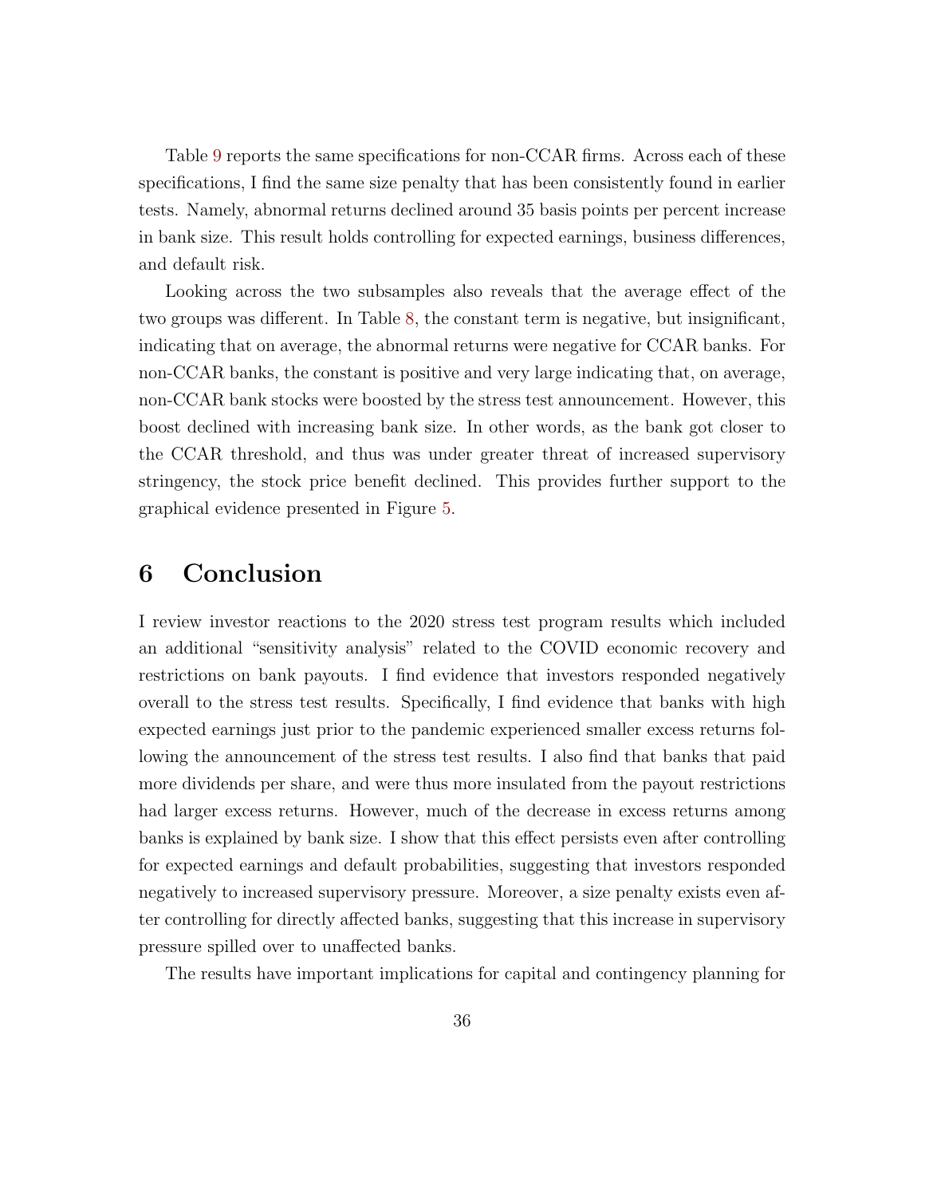Table 9 reports the same specifications for non-CCAR firms. Across each of these specifications, I find the same size penalty that has been consistently found in earlier tests. Namely, abnormal returns declined around 35 basis points per percent increase in bank size. This result holds controlling for expected earnings, business differences, and default risk.

Looking across the two subsamples also reveals that the average effect of the two groups was different. In Table 8, the constant term is negative, but insignificant, indicating that on average, the abnormal returns were negative for CCAR banks. For non-CCAR banks, the constant is positive and very large indicating that, on average, non-CCAR bank stocks were boosted by the stress test announcement. However, this boost declined with increasing bank size. In other words, as the bank got closer to the CCAR threshold, and thus was under greater threat of increased supervisory stringency, the stock price benefit declined. This provides further support to the graphical evidence presented in Figure 5.

# 6 Conclusion

I review investor reactions to the 2020 stress test program results which included an additional "sensitivity analysis" related to the COVID economic recovery and restrictions on bank payouts. I find evidence that investors responded negatively overall to the stress test results. Specifically, I find evidence that banks with high expected earnings just prior to the pandemic experienced smaller excess returns following the announcement of the stress test results. I also find that banks that paid more dividends per share, and were thus more insulated from the payout restrictions had larger excess returns. However, much of the decrease in excess returns among banks is explained by bank size. I show that this effect persists even after controlling for expected earnings and default probabilities, suggesting that investors responded negatively to increased supervisory pressure. Moreover, a size penalty exists even after controlling for directly affected banks, suggesting that this increase in supervisory pressure spilled over to unaffected banks.

The results have important implications for capital and contingency planning for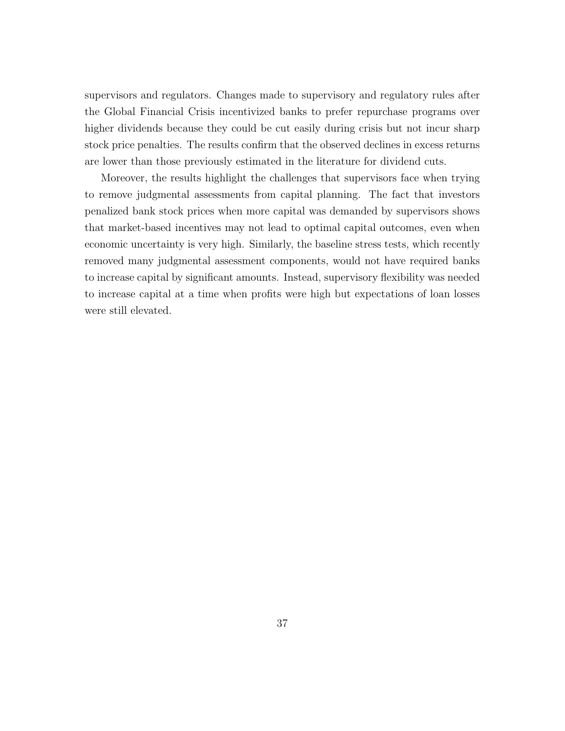supervisors and regulators. Changes made to supervisory and regulatory rules after the Global Financial Crisis incentivized banks to prefer repurchase programs over higher dividends because they could be cut easily during crisis but not incur sharp stock price penalties. The results confirm that the observed declines in excess returns are lower than those previously estimated in the literature for dividend cuts.

Moreover, the results highlight the challenges that supervisors face when trying to remove judgmental assessments from capital planning. The fact that investors penalized bank stock prices when more capital was demanded by supervisors shows that market-based incentives may not lead to optimal capital outcomes, even when economic uncertainty is very high. Similarly, the baseline stress tests, which recently removed many judgmental assessment components, would not have required banks to increase capital by significant amounts. Instead, supervisory flexibility was needed to increase capital at a time when profits were high but expectations of loan losses were still elevated.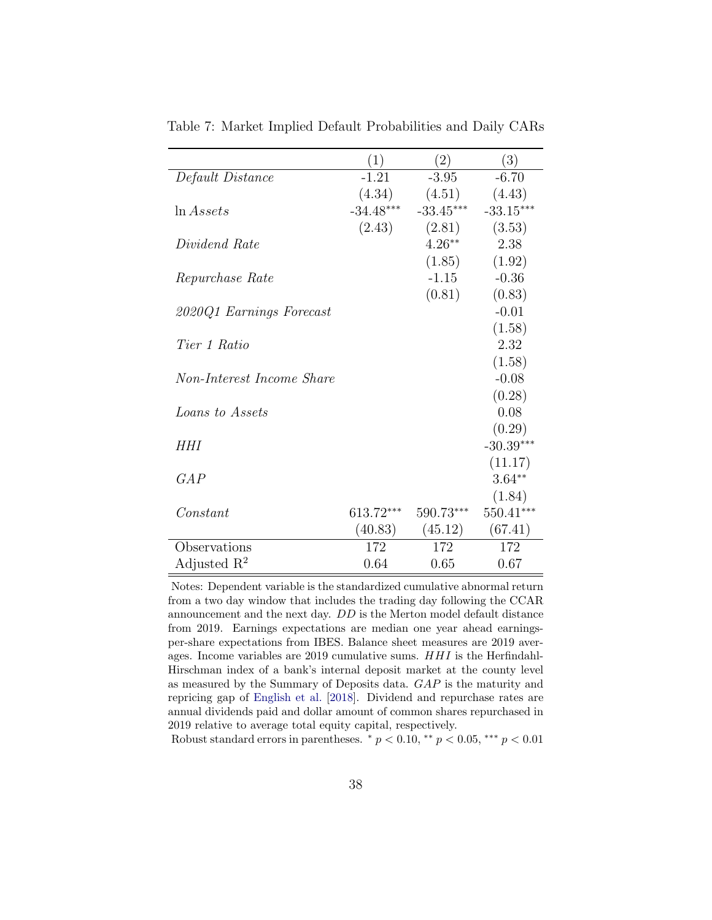Table 7: Market Implied Default Probabilities and Daily CARs

| | (1) | (2) | (3) |
|---|---|---|---|
| *Default Distance* | -1.21 | -3.95 | -6.70 |
| | (4.34) | (4.51) | (4.43) |
| $\ln Assets$ | -34.48*** | -33.45*** | -33.15*** |
| | (2.43) | (2.81) | (3.53) |
| *Dividend Rate* | | 4.26** | 2.38 |
| | | (1.85) | (1.92) |
| *Repurchase Rate* | | -1.15 | -0.36 |
| | | (0.81) | (0.83) |
| *2020Q1 Earnings Forecast* | | | -0.01 |
| | | | (1.58) |
| *Tier 1 Ratio* | | | 2.32 |
| | | | (1.58) |
| *Non-Interest Income Share* | | | -0.08 |
| | | | (0.28) |
| *Loans to Assets* | | | 0.08 |
| | | | (0.29) |
| *HHI* | | | -30.39*** |
| | | | (11.17) |
| *GAP* | | | 3.64** |
| | | | (1.84) |
| *Constant* | 613.72*** | 590.73*** | 550.41*** |
| | (40.83) | (45.12) | (67.41) |
| Observations | 172 | 172 | 172 |
| Adjusted $R^2$ | 0.64 | 0.65 | 0.67 |

Notes: Dependent variable is the standardized cumulative abnormal return from a two day window that includes the trading day following the CCAR announcement and the next day. *DD* is the Merton model default distance from 2019. Earnings expectations are median one year ahead earnings-per-share expectations from IBES. Balance sheet measures are 2019 averages. Income variables are 2019 cumulative sums. *HHI* is the Herfindahl-Hirschman index of a bank's internal deposit market at the county level as measured by the Summary of Deposits data. *GAP* is the maturity and repricing gap of English et al. [2018]. Dividend and repurchase rates are annual dividends paid and dollar amount of common shares repurchased in 2019 relative to average total equity capital, respectively.

Robust standard errors in parentheses. * $p < 0.10$, ** $p < 0.05$, *** $p < 0.01$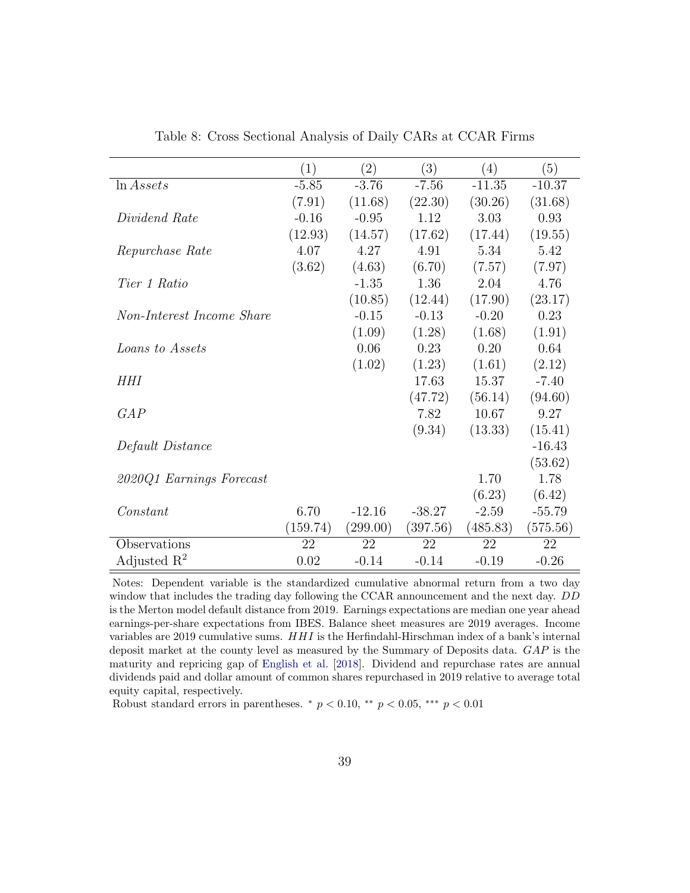Table 8: Cross Sectional Analysis of Daily CARs at CCAR Firms

| | (1) | (2) | (3) | (4) | (5) |
|---|---|---|---|---|---|
| $\ln Assets$ | -5.85 | -3.76 | -7.56 | -11.35 | -10.37 |
| | (7.91) | (11.68) | (22.30) | (30.26) | (31.68) |
| *Dividend Rate* | -0.16 | -0.95 | 1.12 | 3.03 | 0.93 |
| | (12.93) | (14.57) | (17.62) | (17.44) | (19.55) |
| *Repurchase Rate* | 4.07 | 4.27 | 4.91 | 5.34 | 5.42 |
| | (3.62) | (4.63) | (6.70) | (7.57) | (7.97) |
| *Tier 1 Ratio* | | -1.35 | 1.36 | 2.04 | 4.76 |
| | | (10.85) | (12.44) | (17.90) | (23.17) |
| *Non-Interest Income Share* | | -0.15 | -0.13 | -0.20 | 0.23 |
| | | (1.09) | (1.28) | (1.68) | (1.91) |
| *Loans to Assets* | | 0.06 | 0.23 | 0.20 | 0.64 |
| | | (1.02) | (1.23) | (1.61) | (2.12) |
| *HHI* | | | 17.63 | 15.37 | -7.40 |
| | | | (47.72) | (56.14) | (94.60) |
| *GAP* | | | 7.82 | 10.67 | 9.27 |
| | | | (9.34) | (13.33) | (15.41) |
| *Default Distance* | | | | | -16.43 |
| | | | | | (53.62) |
| *2020Q1 Earnings Forecast* | | | | 1.70 | 1.78 |
| | | | | (6.23) | (6.42) |
| *Constant* | 6.70 | -12.16 | -38.27 | -2.59 | -55.79 |
| | (159.74) | (299.00) | (397.56) | (485.83) | (575.56) |
| Observations | 22 | 22 | 22 | 22 | 22 |
| Adjusted $R^2$ | 0.02 | -0.14 | -0.14 | -0.19 | -0.26 |

Notes: Dependent variable is the standardized cumulative abnormal return from a two day window that includes the trading day following the CCAR announcement and the next day. *DD* is the Merton model default distance from 2019. Earnings expectations are median one year ahead earnings-per-share expectations from IBES. Balance sheet measures are 2019 averages. Income variables are 2019 cumulative sums. *HHI* is the Herfindahl-Hirschman index of a bank's internal deposit market at the county level as measured by the Summary of Deposits data. *GAP* is the maturity and repricing gap of English et al. [2018]. Dividend and repurchase rates are annual dividends paid and dollar amount of common shares repurchased in 2019 relative to average total equity capital, respectively.

Robust standard errors in parentheses. $^{*}$ $p < 0.10$, $^{**}$ $p < 0.05$, $^{***}$ $p < 0.01$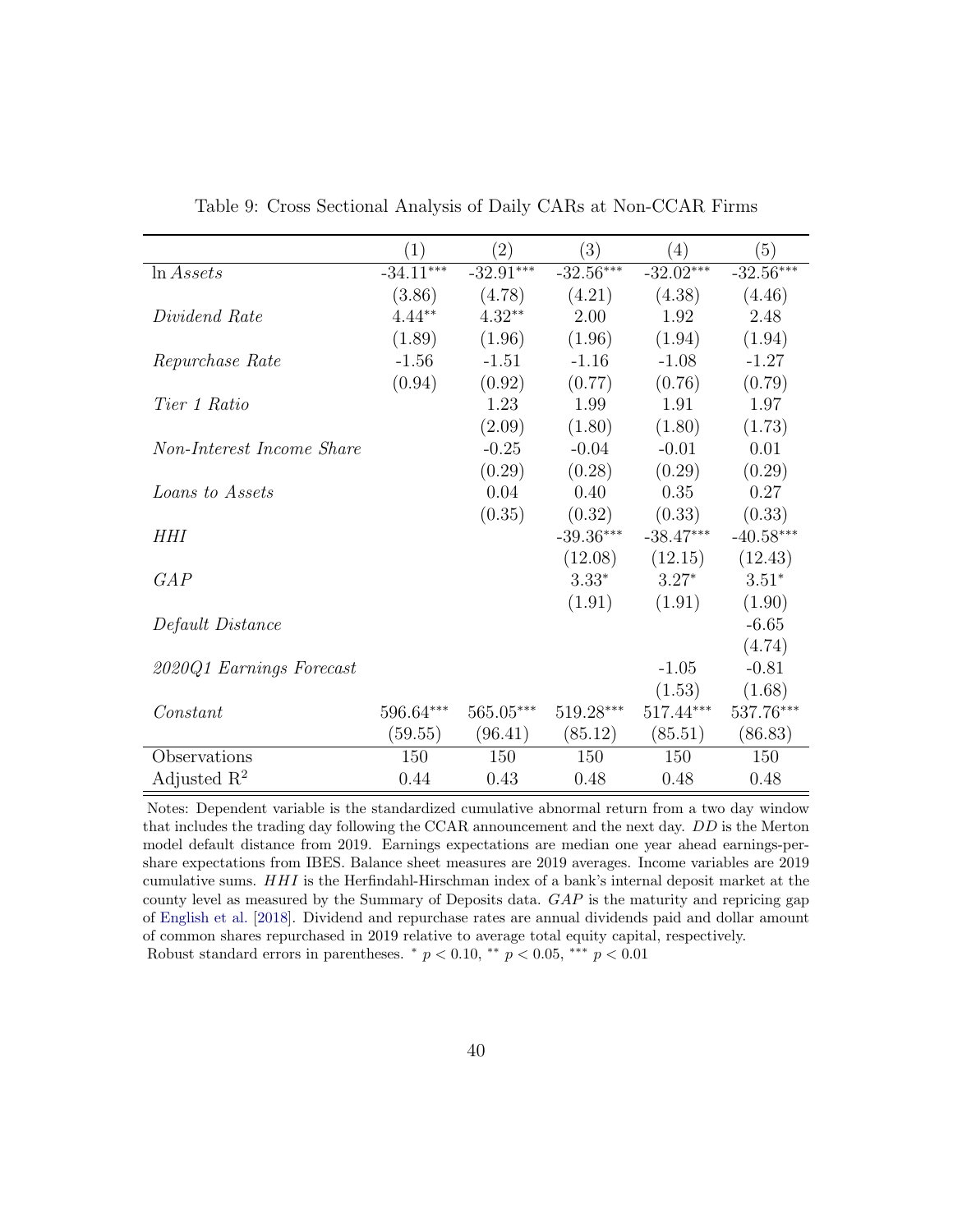Table 9: Cross Sectional Analysis of Daily CARs at Non-CCAR Firms

| | (1) | (2) | (3) | (4) | (5) |
|---|---|---|---|---|---|
| ln *Assets* | -34.11*** | -32.91*** | -32.56*** | -32.02*** | -32.56*** |
| | (3.86) | (4.78) | (4.21) | (4.38) | (4.46) |
| *Dividend Rate* | 4.44** | 4.32** | 2.00 | 1.92 | 2.48 |
| | (1.89) | (1.96) | (1.96) | (1.94) | (1.94) |
| *Repurchase Rate* | -1.56 | -1.51 | -1.16 | -1.08 | -1.27 |
| | (0.94) | (0.92) | (0.77) | (0.76) | (0.79) |
| *Tier 1 Ratio* | | 1.23 | 1.99 | 1.91 | 1.97 |
| | | (2.09) | (1.80) | (1.80) | (1.73) |
| *Non-Interest Income Share* | | -0.25 | -0.04 | -0.01 | 0.01 |
| | | (0.29) | (0.28) | (0.29) | (0.29) |
| *Loans to Assets* | | 0.04 | 0.40 | 0.35 | 0.27 |
| | | (0.35) | (0.32) | (0.33) | (0.33) |
| *HHI* | | | -39.36*** | -38.47*** | -40.58*** |
| | | | (12.08) | (12.15) | (12.43) |
| *GAP* | | | 3.33* | 3.27* | 3.51* |
| | | | (1.91) | (1.91) | (1.90) |
| *Default Distance* | | | | | -6.65 |
| | | | | | (4.74) |
| *2020Q1 Earnings Forecast* | | | | -1.05 | -0.81 |
| | | | | (1.53) | (1.68) |
| *Constant* | 596.64*** | 565.05*** | 519.28*** | 517.44*** | 537.76*** |
| | (59.55) | (96.41) | (85.12) | (85.51) | (86.83) |
| Observations | 150 | 150 | 150 | 150 | 150 |
| Adjusted $R^2$ | 0.44 | 0.43 | 0.48 | 0.48 | 0.48 |

Notes: Dependent variable is the standardized cumulative abnormal return from a two day window that includes the trading day following the CCAR announcement and the next day. *DD* is the Merton model default distance from 2019. Earnings expectations are median one year ahead earnings-per-share expectations from IBES. Balance sheet measures are 2019 averages. Income variables are 2019 cumulative sums. *HHI* is the Herfindahl-Hirschman index of a bank's internal deposit market at the county level as measured by the Summary of Deposits data. *GAP* is the maturity and repricing gap of English et al. [2018]. Dividend and repurchase rates are annual dividends paid and dollar amount of common shares repurchased in 2019 relative to average total equity capital, respectively.
Robust standard errors in parentheses. * $p < 0.10$, ** $p < 0.05$, *** $p < 0.01$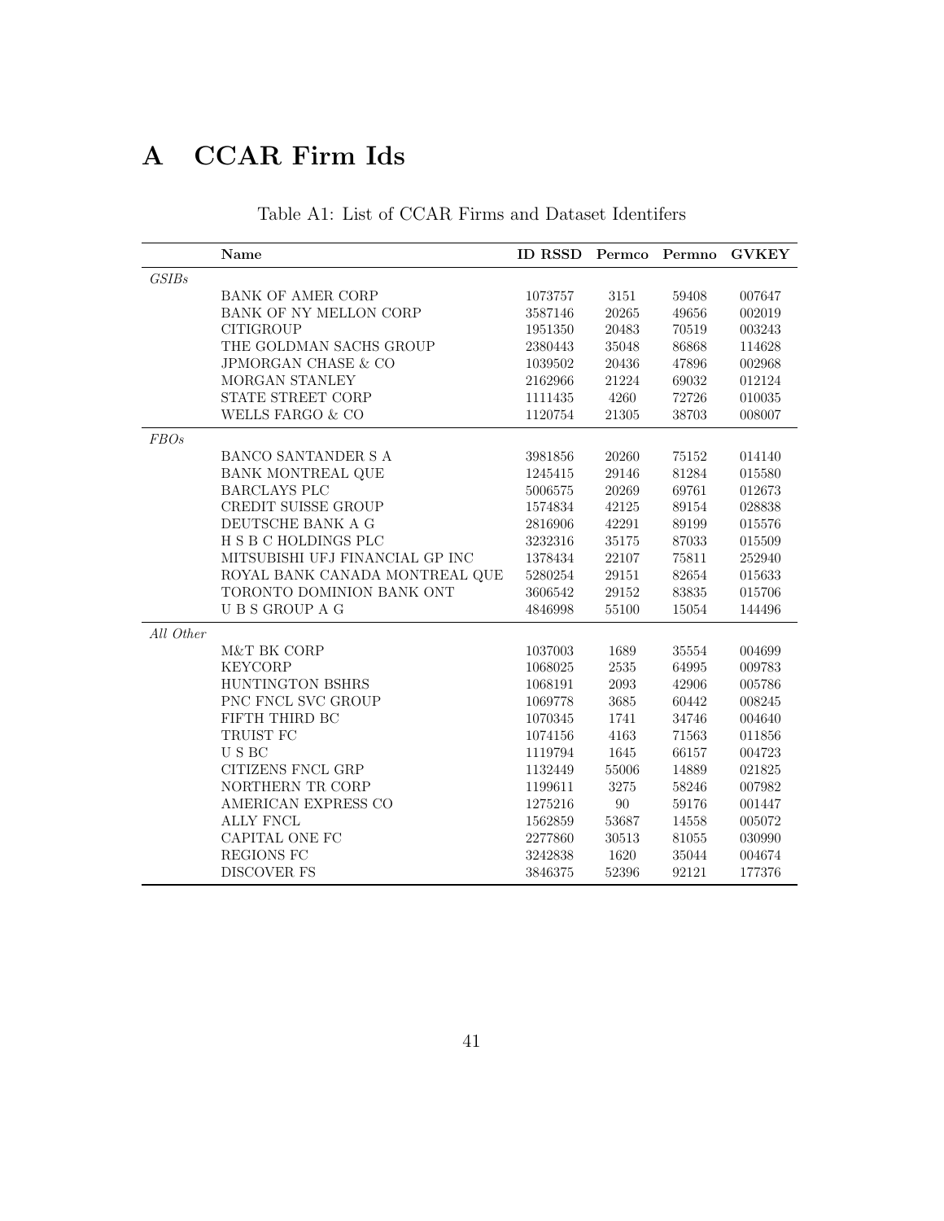# A CCAR Firm Ids

Table A1: List of CCAR Firms and Dataset Identifers

| | Name | ID RSSD | Permco | Permno | GVKEY |
|---|---|---|---|---|---|
| *GSIBs* | | | | | |
| | BANK OF AMER CORP | 1073757 | 3151 | 59408 | 007647 |
| | BANK OF NY MELLON CORP | 3587146 | 20265 | 49656 | 002019 |
| | CITIGROUP | 1951350 | 20483 | 70519 | 003243 |
| | THE GOLDMAN SACHS GROUP | 2380443 | 35048 | 86868 | 114628 |
| | JPMORGAN CHASE & CO | 1039502 | 20436 | 47896 | 002968 |
| | MORGAN STANLEY | 2162966 | 21224 | 69032 | 012124 |
| | STATE STREET CORP | 1111435 | 4260 | 72726 | 010035 |
| | WELLS FARGO & CO | 1120754 | 21305 | 38703 | 008007 |
| *FBOs* | | | | | |
| | BANCO SANTANDER S A | 3981856 | 20260 | 75152 | 014140 |
| | BANK MONTREAL QUE | 1245415 | 29146 | 81284 | 015580 |
| | BARCLAYS PLC | 5006575 | 20269 | 69761 | 012673 |
| | CREDIT SUISSE GROUP | 1574834 | 42125 | 89154 | 028838 |
| | DEUTSCHE BANK A G | 2816906 | 42291 | 89199 | 015576 |
| | H S B C HOLDINGS PLC | 3232316 | 35175 | 87033 | 015509 |
| | MITSUBISHI UFJ FINANCIAL GP INC | 1378434 | 22107 | 75811 | 252940 |
| | ROYAL BANK CANADA MONTREAL QUE | 5280254 | 29151 | 82654 | 015633 |
| | TORONTO DOMINION BANK ONT | 3606542 | 29152 | 83835 | 015706 |
| | U B S GROUP A G | 4846998 | 55100 | 15054 | 144496 |
| *All Other* | | | | | |
| | M&T BK CORP | 1037003 | 1689 | 35554 | 004699 |
| | KEYCORP | 1068025 | 2535 | 64995 | 009783 |
| | HUNTINGTON BSHRS | 1068191 | 2093 | 42906 | 005786 |
| | PNC FNCL SVC GROUP | 1069778 | 3685 | 60442 | 008245 |
| | FIFTH THIRD BC | 1070345 | 1741 | 34746 | 004640 |
| | TRUIST FC | 1074156 | 4163 | 71563 | 011856 |
| | U S BC | 1119794 | 1645 | 66157 | 004723 |
| | CITIZENS FNCL GRP | 1132449 | 55006 | 14889 | 021825 |
| | NORTHERN TR CORP | 1199611 | 3275 | 58246 | 007982 |
| | AMERICAN EXPRESS CO | 1275216 | 90 | 59176 | 001447 |
| | ALLY FNCL | 1562859 | 53687 | 14558 | 005072 |
| | CAPITAL ONE FC | 2277860 | 30513 | 81055 | 030990 |
| | REGIONS FC | 3242838 | 1620 | 35044 | 004674 |
| | DISCOVER FS | 3846375 | 52396 | 92121 | 177376 |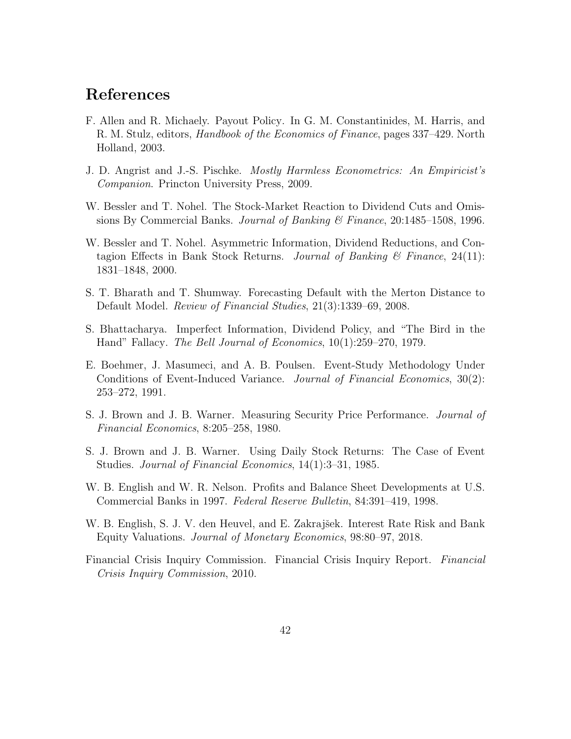# References

F. Allen and R. Michaely. Payout Policy. In G. M. Constantinides, M. Harris, and R. M. Stulz, editors, *Handbook of the Economics of Finance*, pages 337–429. North Holland, 2003.

J. D. Angrist and J.-S. Pischke. *Mostly Harmless Econometrics: An Empiricist's Companion*. Princton University Press, 2009.

W. Bessler and T. Nohel. The Stock-Market Reaction to Dividend Cuts and Omissions By Commercial Banks. *Journal of Banking & Finance*, 20:1485–1508, 1996.

W. Bessler and T. Nohel. Asymmetric Information, Dividend Reductions, and Contagion Effects in Bank Stock Returns. *Journal of Banking & Finance*, 24(11): 1831–1848, 2000.

S. T. Bharath and T. Shumway. Forecasting Default with the Merton Distance to Default Model. *Review of Financial Studies*, 21(3):1339–69, 2008.

S. Bhattacharya. Imperfect Information, Dividend Policy, and "The Bird in the Hand" Fallacy. *The Bell Journal of Economics*, 10(1):259–270, 1979.

E. Boehmer, J. Masumeci, and A. B. Poulsen. Event-Study Methodology Under Conditions of Event-Induced Variance. *Journal of Financial Economics*, 30(2): 253–272, 1991.

S. J. Brown and J. B. Warner. Measuring Security Price Performance. *Journal of Financial Economics*, 8:205–258, 1980.

S. J. Brown and J. B. Warner. Using Daily Stock Returns: The Case of Event Studies. *Journal of Financial Economics*, 14(1):3–31, 1985.

W. B. English and W. R. Nelson. Profits and Balance Sheet Developments at U.S. Commercial Banks in 1997. *Federal Reserve Bulletin*, 84:391–419, 1998.

W. B. English, S. J. V. den Heuvel, and E. Zakrajšek. Interest Rate Risk and Bank Equity Valuations. *Journal of Monetary Economics*, 98:80–97, 2018.

Financial Crisis Inquiry Commission. Financial Crisis Inquiry Report. *Financial Crisis Inquiry Commission*, 2010.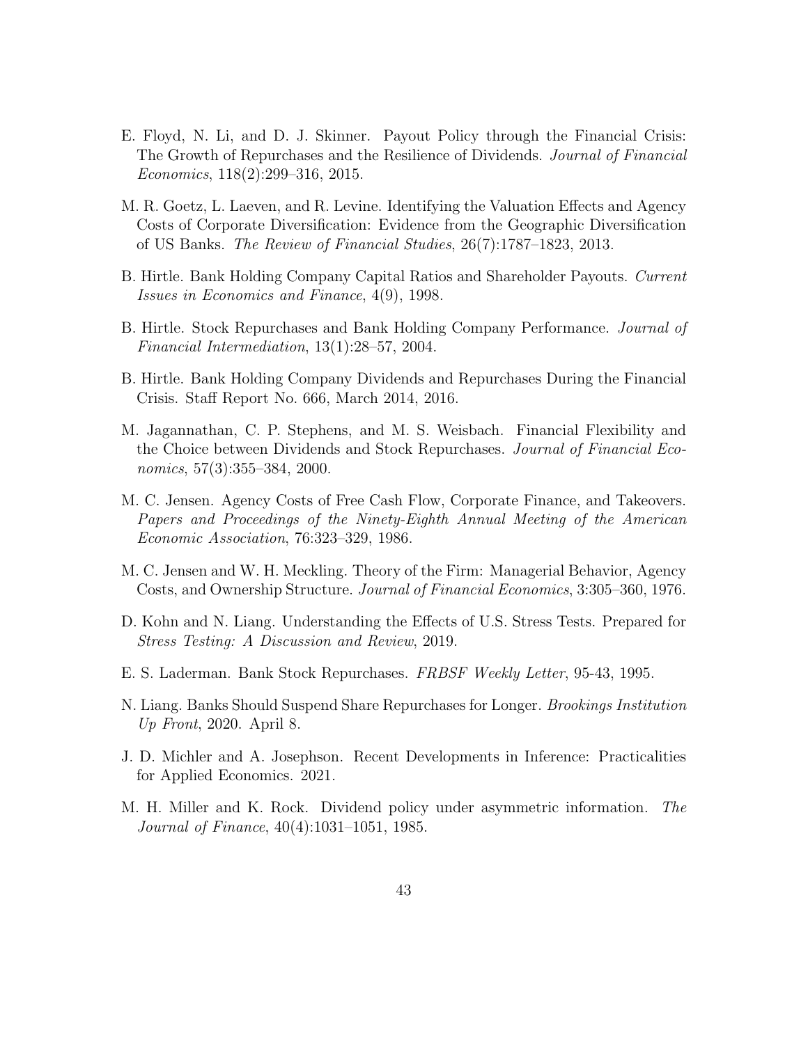E. Floyd, N. Li, and D. J. Skinner. Payout Policy through the Financial Crisis: The Growth of Repurchases and the Resilience of Dividends. *Journal of Financial Economics*, 118(2):299–316, 2015.

M. R. Goetz, L. Laeven, and R. Levine. Identifying the Valuation Effects and Agency Costs of Corporate Diversification: Evidence from the Geographic Diversification of US Banks. *The Review of Financial Studies*, 26(7):1787–1823, 2013.

B. Hirtle. Bank Holding Company Capital Ratios and Shareholder Payouts. *Current Issues in Economics and Finance*, 4(9), 1998.

B. Hirtle. Stock Repurchases and Bank Holding Company Performance. *Journal of Financial Intermediation*, 13(1):28–57, 2004.

B. Hirtle. Bank Holding Company Dividends and Repurchases During the Financial Crisis. Staff Report No. 666, March 2014, 2016.

M. Jagannathan, C. P. Stephens, and M. S. Weisbach. Financial Flexibility and the Choice between Dividends and Stock Repurchases. *Journal of Financial Economics*, 57(3):355–384, 2000.

M. C. Jensen. Agency Costs of Free Cash Flow, Corporate Finance, and Takeovers. *Papers and Proceedings of the Ninety-Eighth Annual Meeting of the American Economic Association*, 76:323–329, 1986.

M. C. Jensen and W. H. Meckling. Theory of the Firm: Managerial Behavior, Agency Costs, and Ownership Structure. *Journal of Financial Economics*, 3:305–360, 1976.

D. Kohn and N. Liang. Understanding the Effects of U.S. Stress Tests. Prepared for *Stress Testing: A Discussion and Review*, 2019.

E. S. Laderman. Bank Stock Repurchases. *FRBSF Weekly Letter*, 95-43, 1995.

N. Liang. Banks Should Suspend Share Repurchases for Longer. *Brookings Institution Up Front*, 2020. April 8.

J. D. Michler and A. Josephson. Recent Developments in Inference: Practicalities for Applied Economics. 2021.

M. H. Miller and K. Rock. Dividend policy under asymmetric information. *The Journal of Finance*, 40(4):1031–1051, 1985.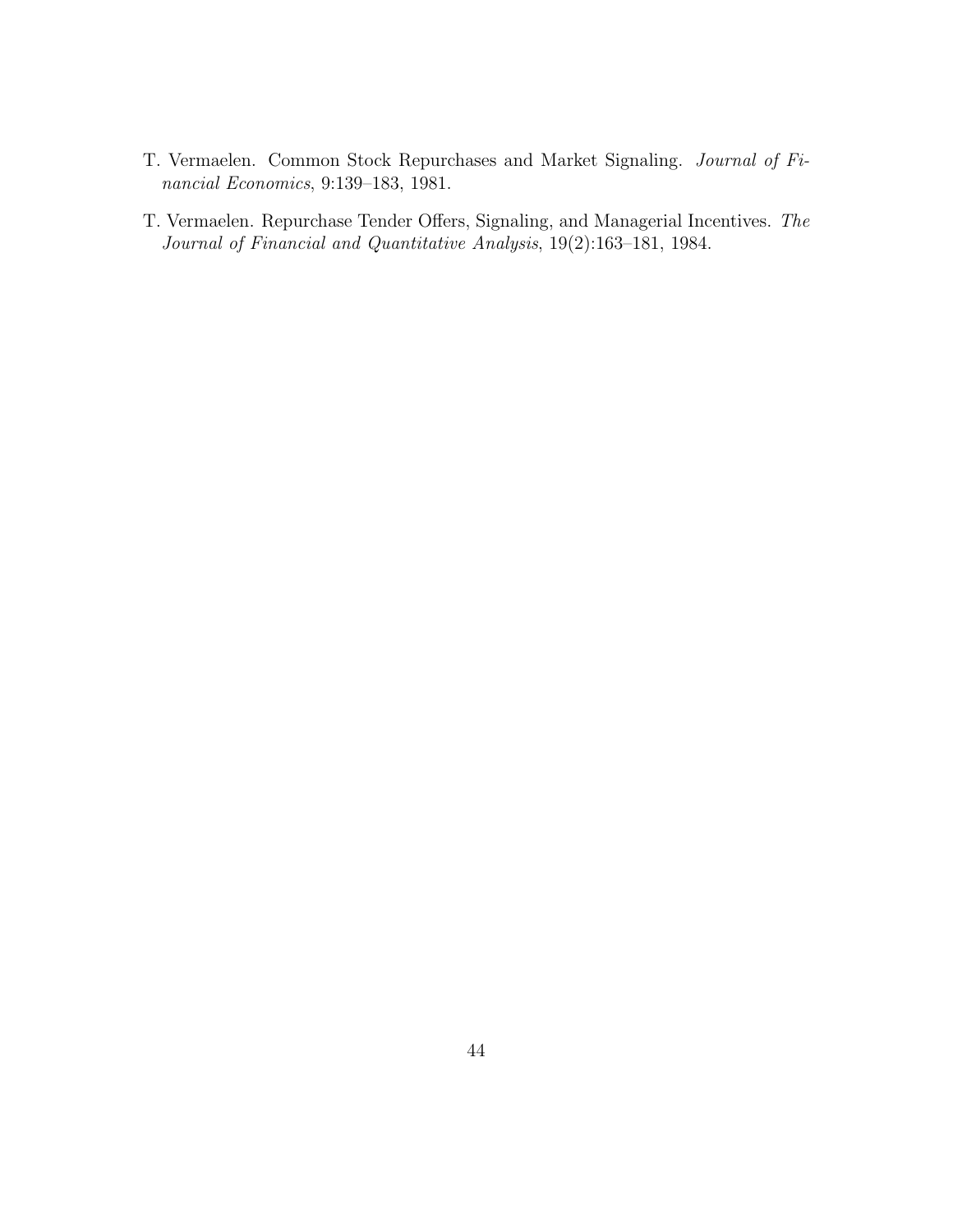T. Vermaelen. Common Stock Repurchases and Market Signaling. *Journal of Financial Economics*, 9:139–183, 1981.

T. Vermaelen. Repurchase Tender Offers, Signaling, and Managerial Incentives. *The Journal of Financial and Quantitative Analysis*, 19(2):163–181, 1984.